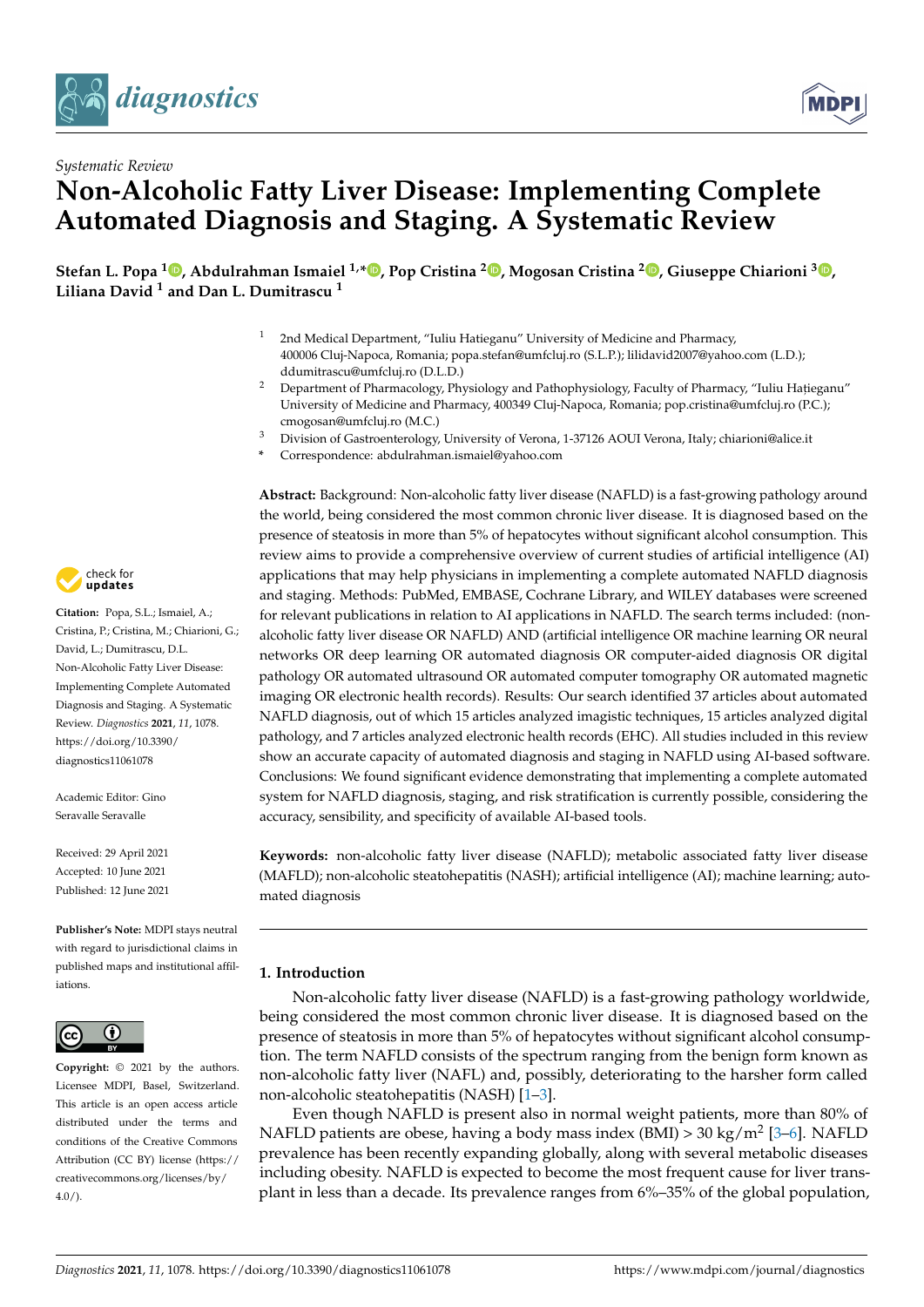*Systematic Review*

# Non-Alcoholic Fatty Liver Disease: Implementing Complete Automated Diagnosis and Staging. A Systematic Review

**Stefan L. Popa [1], Abdulrahman Ismaiel [1,*], Pop Cristina [2], Mogosan Cristina [2], Giuseppe Chiarioni [3], Liliana David [1] and Dan L. Dumitrascu [1]**

[1] 2nd Medical Department, "Iuliu Hatieganu" University of Medicine and Pharmacy, 400006 Cluj-Napoca, Romania; popa.stefan@umfcluj.ro (S.L.P.); lilidavid2007@yahoo.com (L.D.); ddumitrascu@umfcluj.ro (D.L.D.)

[2] Department of Pharmacology, Physiology and Pathophysiology, Faculty of Pharmacy, "Iuliu Hațieganu" University of Medicine and Pharmacy, 400349 Cluj-Napoca, Romania; pop.cristina@umfcluj.ro (P.C.); cmogosan@umfcluj.ro (M.C.)

[3] Division of Gastroenterology, University of Verona, 1-37126 AOUI Verona, Italy; chiarioni@alice.it

\* Correspondence: abdulrahman.ismaiel@yahoo.com

**Abstract:** Background: Non-alcoholic fatty liver disease (NAFLD) is a fast-growing pathology around the world, being considered the most common chronic liver disease. It is diagnosed based on the presence of steatosis in more than 5% of hepatocytes without significant alcohol consumption. This review aims to provide a comprehensive overview of current studies of artificial intelligence (AI) applications that may help physicians in implementing a complete automated NAFLD diagnosis and staging. Methods: PubMed, EMBASE, Cochrane Library, and WILEY databases were screened for relevant publications in relation to AI applications in NAFLD. The search terms included: (non-alcoholic fatty liver disease OR NAFLD) AND (artificial intelligence OR machine learning OR neural networks OR deep learning OR automated diagnosis OR computer-aided diagnosis OR digital pathology OR automated ultrasound OR automated computer tomography OR automated magnetic imaging OR electronic health records). Results: Our search identified 37 articles about automated NAFLD diagnosis, out of which 15 articles analyzed imagistic techniques, 15 articles analyzed digital pathology, and 7 articles analyzed electronic health records (EHC). All studies included in this review show an accurate capacity of automated diagnosis and staging in NAFLD using AI-based software. Conclusions: We found significant evidence demonstrating that implementing a complete automated system for NAFLD diagnosis, staging, and risk stratification is currently possible, considering the accuracy, sensibility, and specificity of available AI-based tools.

**Keywords:** non-alcoholic fatty liver disease (NAFLD); metabolic associated fatty liver disease (MAFLD); non-alcoholic steatohepatitis (NASH); artificial intelligence (AI); machine learning; automated diagnosis

**Citation:** Popa, S.L.; Ismaiel, A.; Cristina, P.; Cristina, M.; Chiarioni, G.; David, L.; Dumitrascu, D.L. Non-Alcoholic Fatty Liver Disease: Implementing Complete Automated Diagnosis and Staging. A Systematic Review. *Diagnostics* **2021**, *11*, 1078. https://doi.org/10.3390/diagnostics11061078

Academic Editor: Gino Seravalle Seravalle

Received: 29 April 2021
Accepted: 10 June 2021
Published: 12 June 2021

**Publisher's Note:** MDPI stays neutral with regard to jurisdictional claims in published maps and institutional affiliations.

**Copyright:** © 2021 by the authors. Licensee MDPI, Basel, Switzerland. This article is an open access article distributed under the terms and conditions of the Creative Commons Attribution (CC BY) license (https://creativecommons.org/licenses/by/4.0/).

## 1. Introduction

Non-alcoholic fatty liver disease (NAFLD) is a fast-growing pathology worldwide, being considered the most common chronic liver disease. It is diagnosed based on the presence of steatosis in more than 5% of hepatocytes without significant alcohol consumption. The term NAFLD consists of the spectrum ranging from the benign form known as non-alcoholic fatty liver (NAFL) and, possibly, deteriorating to the harsher form called non-alcoholic steatohepatitis (NASH) [1–3].

Even though NAFLD is present also in normal weight patients, more than 80% of NAFLD patients are obese, having a body mass index (BMI) > 30 kg/m$^2$ [3–6]. NAFLD prevalence has been recently expanding globally, along with several metabolic diseases including obesity. NAFLD is expected to become the most frequent cause for liver transplant in less than a decade. Its prevalence ranges from 6%–35% of the global population,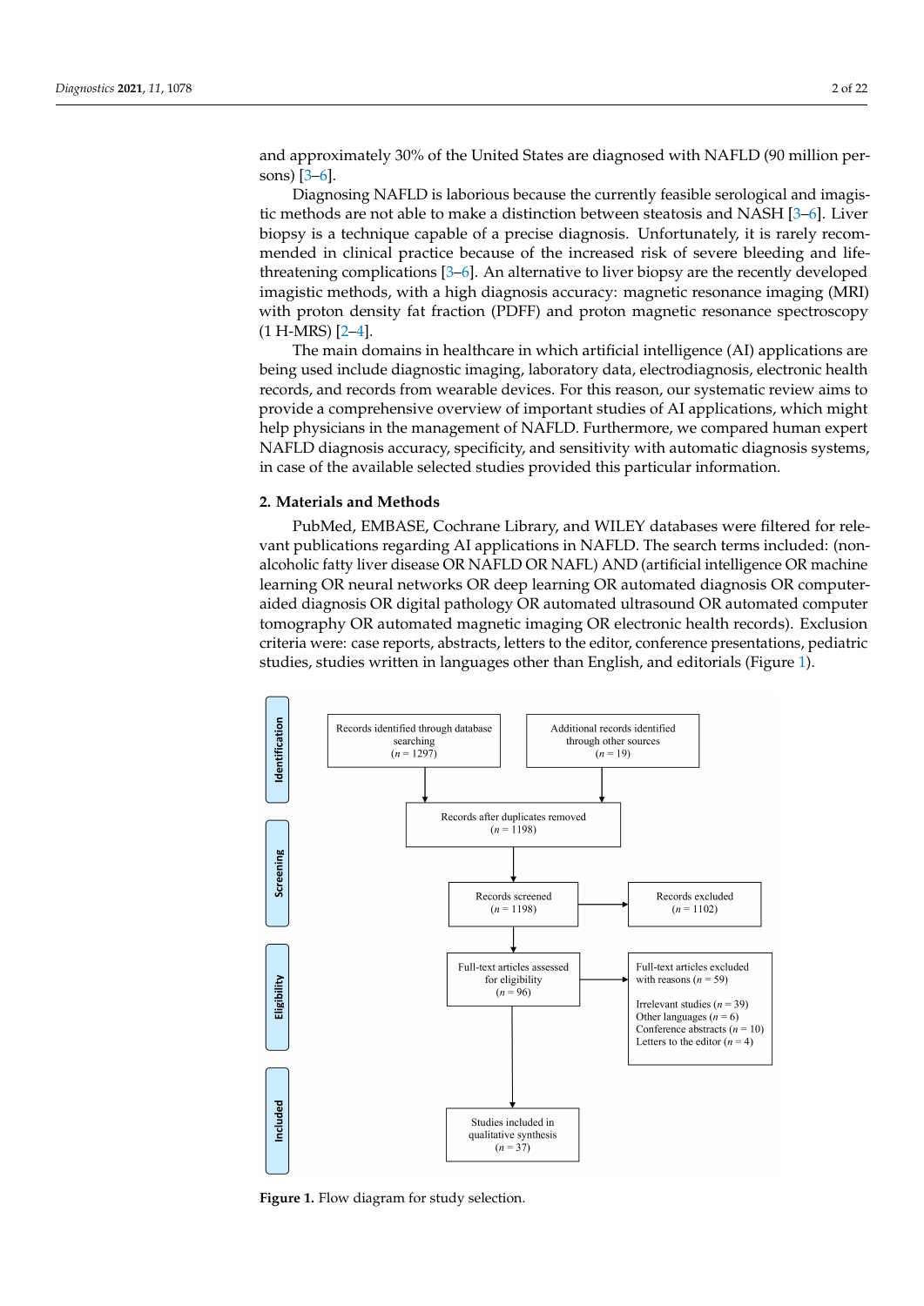and approximately 30% of the United States are diagnosed with NAFLD (90 million persons) [3–6].

Diagnosing NAFLD is laborious because the currently feasible serological and imagistic methods are not able to make a distinction between steatosis and NASH [3–6]. Liver biopsy is a technique capable of a precise diagnosis. Unfortunately, it is rarely recommended in clinical practice because of the increased risk of severe bleeding and life-threatening complications [3–6]. An alternative to liver biopsy are the recently developed imagistic methods, with a high diagnosis accuracy: magnetic resonance imaging (MRI) with proton density fat fraction (PDFF) and proton magnetic resonance spectroscopy (1 H-MRS) [2–4].

The main domains in healthcare in which artificial intelligence (AI) applications are being used include diagnostic imaging, laboratory data, electrodiagnosis, electronic health records, and records from wearable devices. For this reason, our systematic review aims to provide a comprehensive overview of important studies of AI applications, which might help physicians in the management of NAFLD. Furthermore, we compared human expert NAFLD diagnosis accuracy, specificity, and sensitivity with automatic diagnosis systems, in case of the available selected studies provided this particular information.

## 2. Materials and Methods

PubMed, EMBASE, Cochrane Library, and WILEY databases were filtered for relevant publications regarding AI applications in NAFLD. The search terms included: (non-alcoholic fatty liver disease OR NAFLD OR NAFL) AND (artificial intelligence OR machine learning OR neural networks OR deep learning OR automated diagnosis OR computer-aided diagnosis OR digital pathology OR automated ultrasound OR automated computer tomography OR automated magnetic imaging OR electronic health records). Exclusion criteria were: case reports, abstracts, letters to the editor, conference presentations, pediatric studies, studies written in languages other than English, and editorials (Figure 1).

**Identification**

Records identified through database searching ($n$ = 1297)

Additional records identified through other sources ($n$ = 19)

Records after duplicates removed ($n$ = 1198)

**Screening**

Records screened ($n$ = 1198)

Records excluded ($n$ = 1102)

**Eligibility**

Full-text articles assessed for eligibility ($n$ = 96)

Full-text articles excluded with reasons ($n$ = 59)

Irrelevant studies ($n$ = 39)
Other languages ($n$ = 6)
Conference abstracts ($n$ = 10)
Letters to the editor ($n$ = 4)

**Included**

Studies included in qualitative synthesis ($n$ = 37)

**Figure 1.** Flow diagram for study selection.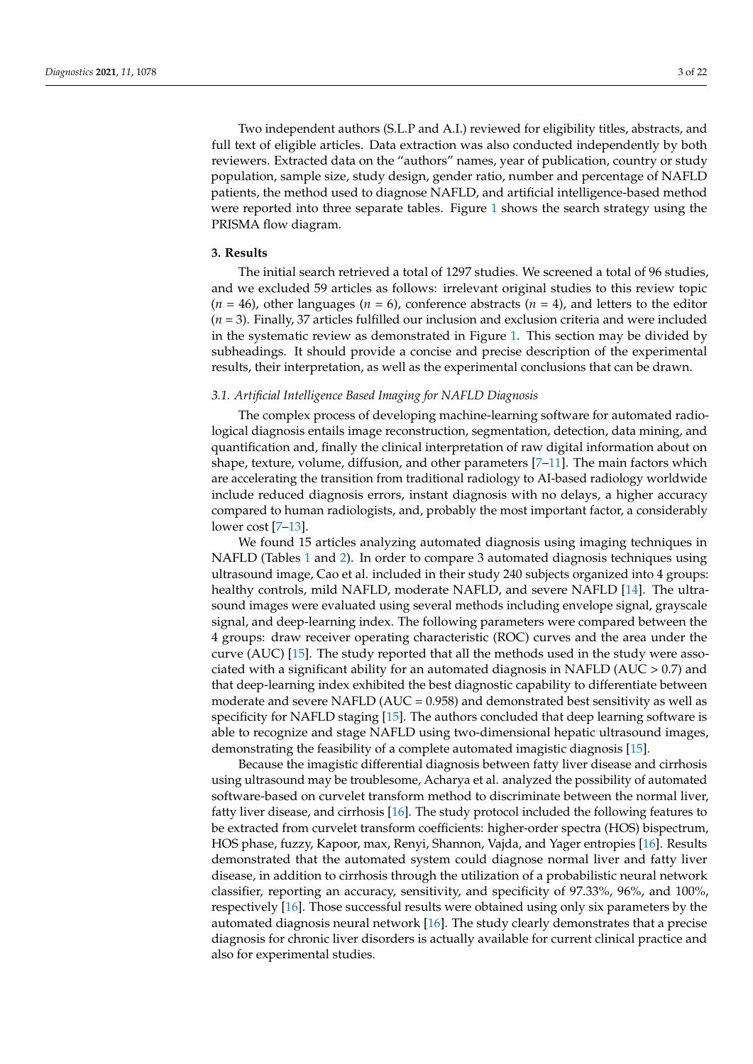Two independent authors (S.L.P and A.I.) reviewed for eligibility titles, abstracts, and full text of eligible articles. Data extraction was also conducted independently by both reviewers. Extracted data on the "authors" names, year of publication, country or study population, sample size, study design, gender ratio, number and percentage of NAFLD patients, the method used to diagnose NAFLD, and artificial intelligence-based method were reported into three separate tables. Figure 1 shows the search strategy using the PRISMA flow diagram.

### 3. Results

The initial search retrieved a total of 1297 studies. We screened a total of 96 studies, and we excluded 59 articles as follows: irrelevant original studies to this review topic ($n$ = 46), other languages ($n$ = 6), conference abstracts ($n$ = 4), and letters to the editor ($n$ = 3). Finally, 37 articles fulfilled our inclusion and exclusion criteria and were included in the systematic review as demonstrated in Figure 1. This section may be divided by subheadings. It should provide a concise and precise description of the experimental results, their interpretation, as well as the experimental conclusions that can be drawn.

#### *3.1. Artificial Intelligence Based Imaging for NAFLD Diagnosis*

The complex process of developing machine-learning software for automated radiological diagnosis entails image reconstruction, segmentation, detection, data mining, and quantification and, finally the clinical interpretation of raw digital information about on shape, texture, volume, diffusion, and other parameters [7–11]. The main factors which are accelerating the transition from traditional radiology to AI-based radiology worldwide include reduced diagnosis errors, instant diagnosis with no delays, a higher accuracy compared to human radiologists, and, probably the most important factor, a considerably lower cost [7–13].

We found 15 articles analyzing automated diagnosis using imaging techniques in NAFLD (Tables 1 and 2). In order to compare 3 automated diagnosis techniques using ultrasound image, Cao et al. included in their study 240 subjects organized into 4 groups: healthy controls, mild NAFLD, moderate NAFLD, and severe NAFLD [14]. The ultrasound images were evaluated using several methods including envelope signal, grayscale signal, and deep-learning index. The following parameters were compared between the 4 groups: draw receiver operating characteristic (ROC) curves and the area under the curve (AUC) [15]. The study reported that all the methods used in the study were associated with a significant ability for an automated diagnosis in NAFLD (AUC > 0.7) and that deep-learning index exhibited the best diagnostic capability to differentiate between moderate and severe NAFLD (AUC = 0.958) and demonstrated best sensitivity as well as specificity for NAFLD staging [15]. The authors concluded that deep learning software is able to recognize and stage NAFLD using two-dimensional hepatic ultrasound images, demonstrating the feasibility of a complete automated imagistic diagnosis [15].

Because the imagistic differential diagnosis between fatty liver disease and cirrhosis using ultrasound may be troublesome, Acharya et al. analyzed the possibility of automated software-based on curvelet transform method to discriminate between the normal liver, fatty liver disease, and cirrhosis [16]. The study protocol included the following features to be extracted from curvelet transform coefficients: higher-order spectra (HOS) bispectrum, HOS phase, fuzzy, Kapoor, max, Renyi, Shannon, Vajda, and Yager entropies [16]. Results demonstrated that the automated system could diagnose normal liver and fatty liver disease, in addition to cirrhosis through the utilization of a probabilistic neural network classifier, reporting an accuracy, sensitivity, and specificity of 97.33%, 96%, and 100%, respectively [16]. Those successful results were obtained using only six parameters by the automated diagnosis neural network [16]. The study clearly demonstrates that a precise diagnosis for chronic liver disorders is actually available for current clinical practice and also for experimental studies.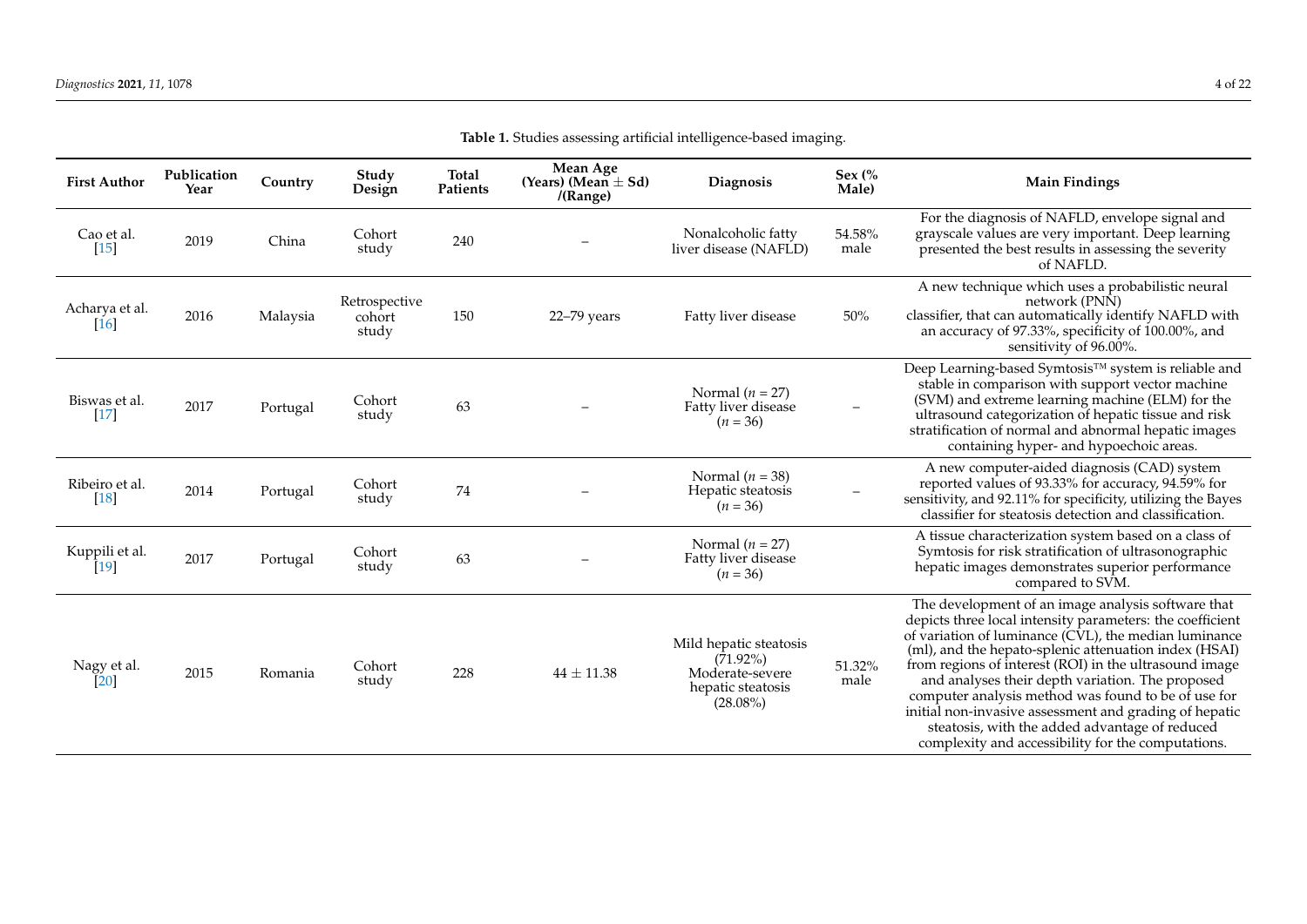**Table 1.** Studies assessing artificial intelligence-based imaging.

| First Author | Publication Year | Country | Study Design | Total Patients | Mean Age (Years) (Mean ± Sd) /(Range) | Diagnosis | Sex (% Male) | Main Findings |
|---|---|---|---|---|---|---|---|---|
| Cao et al. [15] | 2019 | China | Cohort study | 240 | – | Nonalcoholic fatty liver disease (NAFLD) | 54.58% male | For the diagnosis of NAFLD, envelope signal and grayscale values are very important. Deep learning presented the best results in assessing the severity of NAFLD. |
| Acharya et al. [16] | 2016 | Malaysia | Retrospective cohort study | 150 | 22–79 years | Fatty liver disease | 50% | A new technique which uses a probabilistic neural network (PNN) classifier, that can automatically identify NAFLD with an accuracy of 97.33%, specificity of 100.00%, and sensitivity of 96.00%. |
| Biswas et al. [17] | 2017 | Portugal | Cohort study | 63 | – | Normal ($n$ = 27) Fatty liver disease ($n$ = 36) | – | Deep Learning-based Symtosis™ system is reliable and stable in comparison with support vector machine (SVM) and extreme learning machine (ELM) for the ultrasound categorization of hepatic tissue and risk stratification of normal and abnormal hepatic images containing hyper- and hypoechoic areas. |
| Ribeiro et al. [18] | 2014 | Portugal | Cohort study | 74 | – | Normal ($n$ = 38) Hepatic steatosis ($n$ = 36) | – | A new computer-aided diagnosis (CAD) system reported values of 93.33% for accuracy, 94.59% for sensitivity, and 92.11% for specificity, utilizing the Bayes classifier for steatosis detection and classification. |
| Kuppili et al. [19] | 2017 | Portugal | Cohort study | 63 | – | Normal ($n$ = 27) Fatty liver disease ($n$ = 36) | | A tissue characterization system based on a class of Symtosis for risk stratification of ultrasonographic hepatic images demonstrates superior performance compared to SVM. |
| Nagy et al. [20] | 2015 | Romania | Cohort study | 228 | 44 ± 11.38 | Mild hepatic steatosis (71.92%) Moderate-severe hepatic steatosis (28.08%) | 51.32% male | The development of an image analysis software that depicts three local intensity parameters: the coefficient of variation of luminance (CVL), the median luminance (ml), and the hepato-splenic attenuation index (HSAI) from regions of interest (ROI) in the ultrasound image and analyses their depth variation. The proposed computer analysis method was found to be of use for initial non-invasive assessment and grading of hepatic steatosis, with the added advantage of reduced complexity and accessibility for the computations. |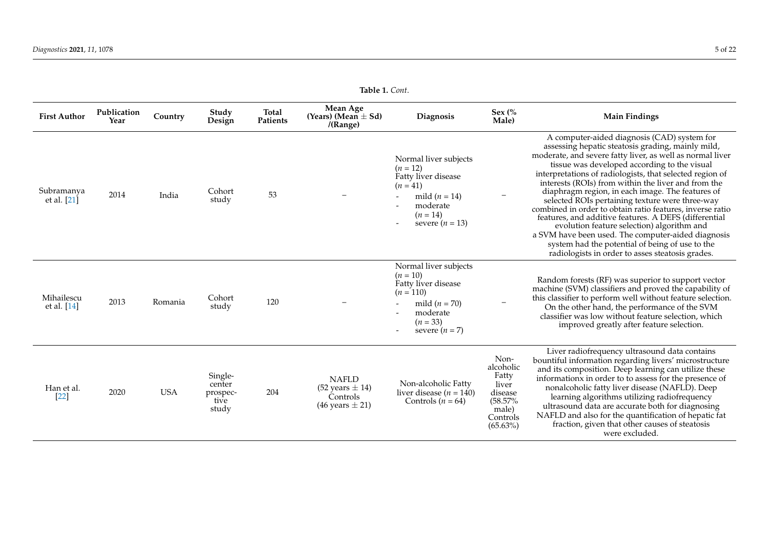**Table 1.** *Cont.*

| First Author | Publication Year | Country | Study Design | Total Patients | Mean Age (Years) (Mean ± Sd) /(Range) | Diagnosis | Sex (% Male) | Main Findings |
|---|---|---|---|---|---|---|---|---|
| Subramanya et al. [21] | 2014 | India | Cohort study | 53 | – | Normal liver subjects ($n = 12$) Fatty liver disease ($n = 41$) - mild ($n = 14$) - moderate ($n = 14$) - severe ($n = 13$) | – | A computer-aided diagnosis (CAD) system for assessing hepatic steatosis grading, mainly mild, moderate, and severe fatty liver, as well as normal liver tissue was developed according to the visual interpretations of radiologists, that selected region of interests (ROIs) from within the liver and from the diaphragm region, in each image. The features of selected ROIs pertaining texture were three-way combined in order to obtain ratio features, inverse ratio features, and additive features. A DEFS (differential evolution feature selection) algorithm and a SVM have been used. The computer-aided diagnosis system had the potential of being of use to the radiologists in order to asses steatosis grades. |
| Mihailescu et al. [14] | 2013 | Romania | Cohort study | 120 | – | Normal liver subjects ($n = 10$) Fatty liver disease ($n = 110$) - mild ($n = 70$) - moderate ($n = 33$) - severe ($n = 7$) | – | Random forests (RF) was superior to support vector machine (SVM) classifiers and proved the capability of this classifier to perform well without feature selection. On the other hand, the performance of the SVM classifier was low without feature selection, which improved greatly after feature selection. |
| Han et al. [22] | 2020 | USA | Single-center prospective study | 204 | NAFLD (52 years ± 14) Controls (46 years ± 21) | Non-alcoholic Fatty liver disease ($n = 140$) Controls ($n = 64$) | Non-alcoholic Fatty liver disease (58.57% male) Controls (65.63%) | Liver radiofrequency ultrasound data contains bountiful information regarding livers' microstructure and its composition. Deep learning can utilize these informationx in order to to assess for the presence of nonalcoholic fatty liver disease (NAFLD). Deep learning algorithms utilizing radiofrequency ultrasound data are accurate both for diagnosing NAFLD and also for the quantification of hepatic fat fraction, given that other causes of steatosis were excluded. |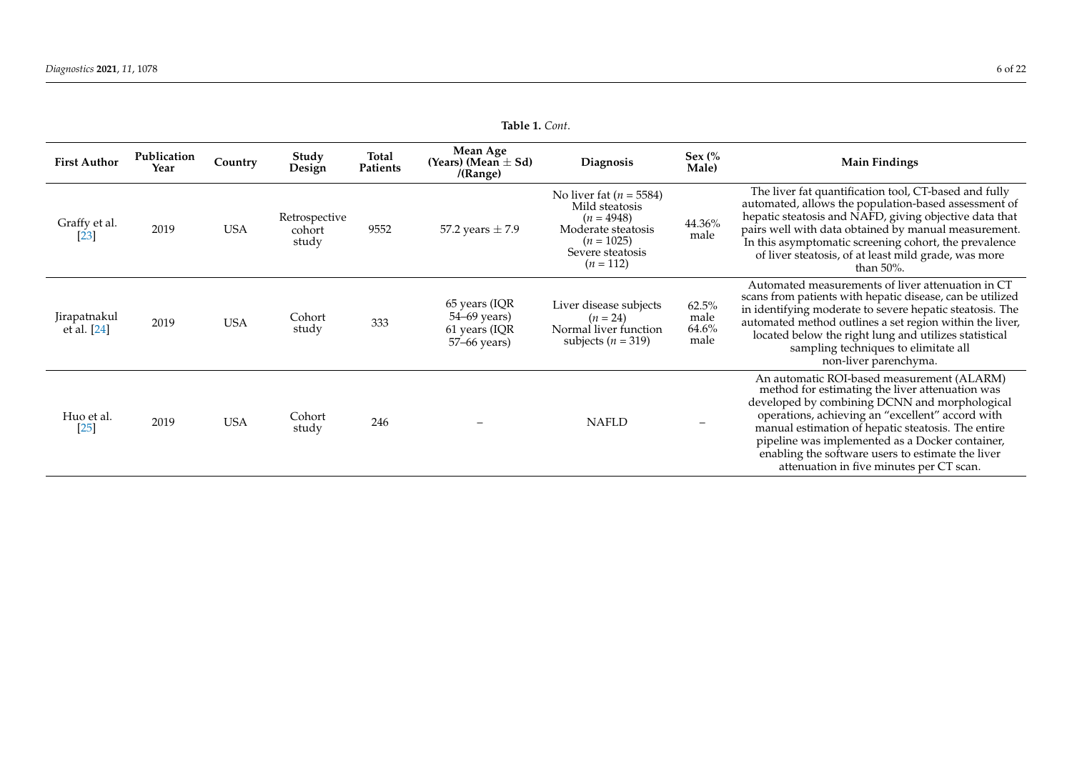**Table 1.** *Cont.*

| First Author | Publication Year | Country | Study Design | Total Patients | Mean Age (Years) (Mean ± Sd) /(Range) | Diagnosis | Sex (% Male) | Main Findings |
|---|---|---|---|---|---|---|---|---|
| Graffy et al. [23] | 2019 | USA | Retrospective cohort study | 9552 | 57.2 years ± 7.9 | No liver fat (*n* = 5584) Mild steatosis (*n* = 4948) Moderate steatosis (*n* = 1025) Severe steatosis (*n* = 112) | 44.36% male | The liver fat quantification tool, CT-based and fully automated, allows the population-based assessment of hepatic steatosis and NAFD, giving objective data that pairs well with data obtained by manual measurement. In this asymptomatic screening cohort, the prevalence of liver steatosis, of at least mild grade, was more than 50%. |
| Jirapatnakul et al. [24] | 2019 | USA | Cohort study | 333 | 65 years (IQR 54–69 years) 61 years (IQR 57–66 years) | Liver disease subjects (*n* = 24) Normal liver function subjects (*n* = 319) | 62.5% male 64.6% male | Automated measurements of liver attenuation in CT scans from patients with hepatic disease, can be utilized in identifying moderate to severe hepatic steatosis. The automated method outlines a set region within the liver, located below the right lung and utilizes statistical sampling techniques to elimitate all non-liver parenchyma. |
| Huo et al. [25] | 2019 | USA | Cohort study | 246 | – | NAFLD | – | An automatic ROI-based measurement (ALARM) method for estimating the liver attenuation was developed by combining DCNN and morphological operations, achieving an "excellent" accord with manual estimation of hepatic steatosis. The entire pipeline was implemented as a Docker container, enabling the software users to estimate the liver attenuation in five minutes per CT scan. |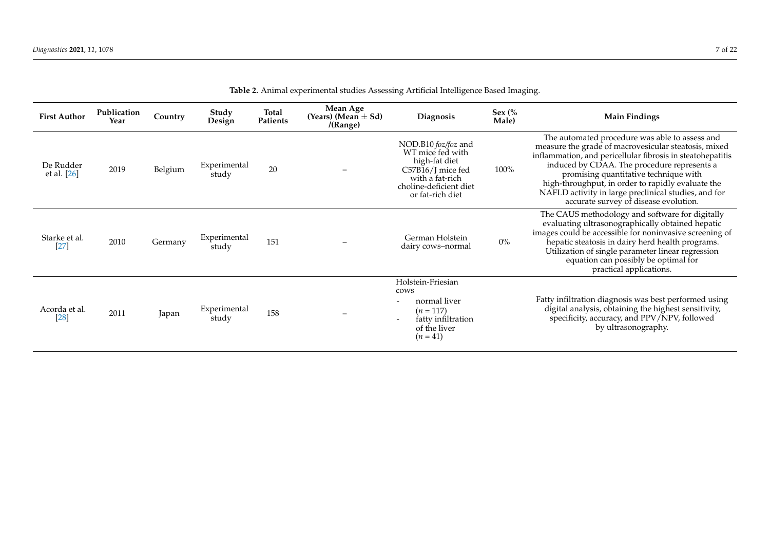**Table 2.** Animal experimental studies Assessing Artificial Intelligence Based Imaging.

| First Author | Publication Year | Country | Study Design | Total Patients | Mean Age (Years) (Mean ± Sd) /(Range) | Diagnosis | Sex (% Male) | Main Findings |
|---|---|---|---|---|---|---|---|---|
| De Rudder et al. [26] | 2019 | Belgium | Experimental study | 20 | – | NOD.B10 *foz/foz* and WT mice fed with high-fat diet C57B16/J mice fed with a fat-rich choline-deficient diet or fat-rich diet | 100% | The automated procedure was able to assess and measure the grade of macrovesicular steatosis, mixed inflammation, and pericellular fibrosis in steatohepatitis induced by CDAA. The procedure represents a promising quantitative technique with high-throughput, in order to rapidly evaluate the NAFLD activity in large preclinical studies, and for accurate survey of disease evolution. |
| Starke et al. [27] | 2010 | Germany | Experimental study | 151 | – | German Holstein dairy cows–normal | 0% | The CAUS methodology and software for digitally evaluating ultrasonographically obtained hepatic images could be accessible for noninvasive screening of hepatic steatosis in dairy herd health programs. Utilization of single parameter linear regression equation can possibly be optimal for practical applications. |
| Acorda et al. [28] | 2011 | Japan | Experimental study | 158 | – | Holstein-Friesian cows<br>- normal liver ($n = 117$)<br>- fatty infiltration of the liver ($n = 41$) | | Fatty infiltration diagnosis was best performed using digital analysis, obtaining the highest sensitivity, specificity, accuracy, and PPV/NPV, followed by ultrasonography. |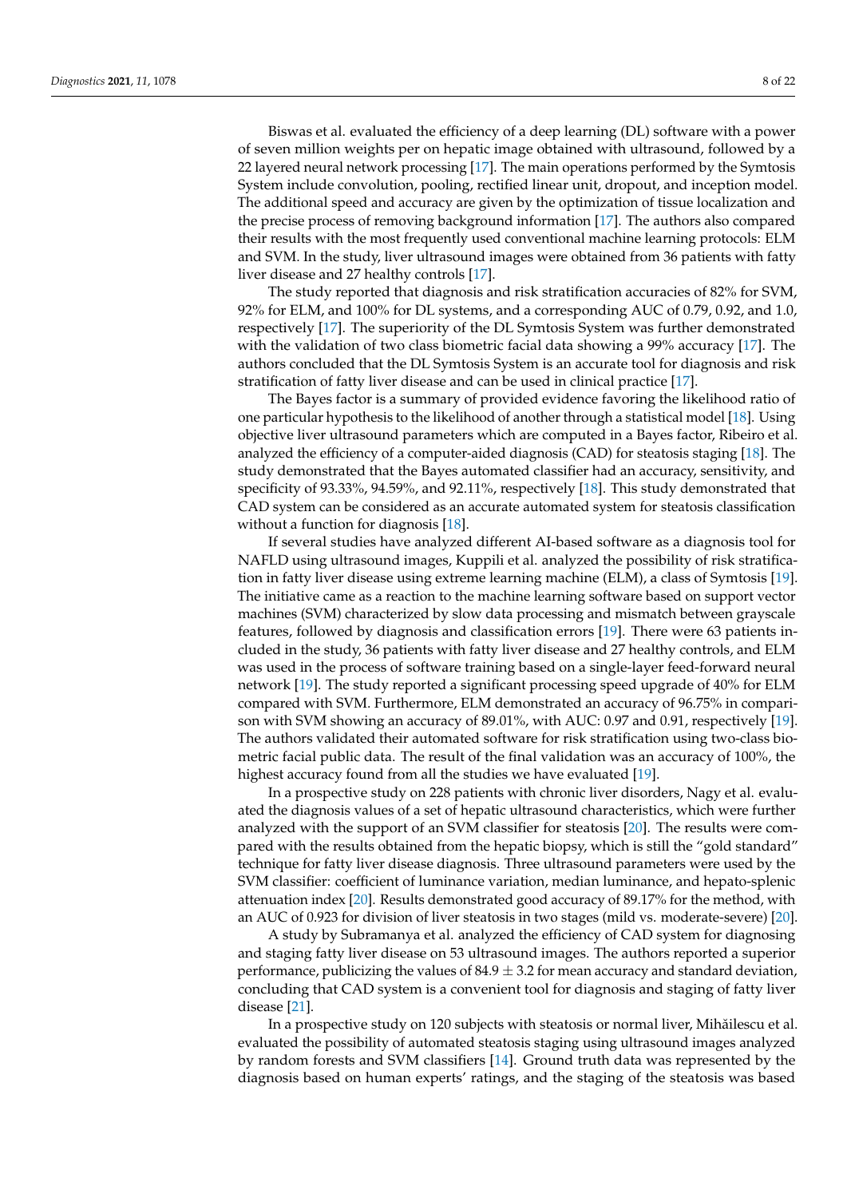Biswas et al. evaluated the efficiency of a deep learning (DL) software with a power of seven million weights per on hepatic image obtained with ultrasound, followed by a 22 layered neural network processing [17]. The main operations performed by the Symtosis System include convolution, pooling, rectified linear unit, dropout, and inception model. The additional speed and accuracy are given by the optimization of tissue localization and the precise process of removing background information [17]. The authors also compared their results with the most frequently used conventional machine learning protocols: ELM and SVM. In the study, liver ultrasound images were obtained from 36 patients with fatty liver disease and 27 healthy controls [17].

The study reported that diagnosis and risk stratification accuracies of 82% for SVM, 92% for ELM, and 100% for DL systems, and a corresponding AUC of 0.79, 0.92, and 1.0, respectively [17]. The superiority of the DL Symtosis System was further demonstrated with the validation of two class biometric facial data showing a 99% accuracy [17]. The authors concluded that the DL Symtosis System is an accurate tool for diagnosis and risk stratification of fatty liver disease and can be used in clinical practice [17].

The Bayes factor is a summary of provided evidence favoring the likelihood ratio of one particular hypothesis to the likelihood of another through a statistical model [18]. Using objective liver ultrasound parameters which are computed in a Bayes factor, Ribeiro et al. analyzed the efficiency of a computer-aided diagnosis (CAD) for steatosis staging [18]. The study demonstrated that the Bayes automated classifier had an accuracy, sensitivity, and specificity of 93.33%, 94.59%, and 92.11%, respectively [18]. This study demonstrated that CAD system can be considered as an accurate automated system for steatosis classification without a function for diagnosis [18].

If several studies have analyzed different AI-based software as a diagnosis tool for NAFLD using ultrasound images, Kuppili et al. analyzed the possibility of risk stratification in fatty liver disease using extreme learning machine (ELM), a class of Symtosis [19]. The initiative came as a reaction to the machine learning software based on support vector machines (SVM) characterized by slow data processing and mismatch between grayscale features, followed by diagnosis and classification errors [19]. There were 63 patients included in the study, 36 patients with fatty liver disease and 27 healthy controls, and ELM was used in the process of software training based on a single-layer feed-forward neural network [19]. The study reported a significant processing speed upgrade of 40% for ELM compared with SVM. Furthermore, ELM demonstrated an accuracy of 96.75% in comparison with SVM showing an accuracy of 89.01%, with AUC: 0.97 and 0.91, respectively [19]. The authors validated their automated software for risk stratification using two-class biometric facial public data. The result of the final validation was an accuracy of 100%, the highest accuracy found from all the studies we have evaluated [19].

In a prospective study on 228 patients with chronic liver disorders, Nagy et al. evaluated the diagnosis values of a set of hepatic ultrasound characteristics, which were further analyzed with the support of an SVM classifier for steatosis [20]. The results were compared with the results obtained from the hepatic biopsy, which is still the "gold standard" technique for fatty liver disease diagnosis. Three ultrasound parameters were used by the SVM classifier: coefficient of luminance variation, median luminance, and hepato-splenic attenuation index [20]. Results demonstrated good accuracy of 89.17% for the method, with an AUC of 0.923 for division of liver steatosis in two stages (mild vs. moderate-severe) [20].

A study by Subramanya et al. analyzed the efficiency of CAD system for diagnosing and staging fatty liver disease on 53 ultrasound images. The authors reported a superior performance, publicizing the values of $84.9 \pm 3.2$ for mean accuracy and standard deviation, concluding that CAD system is a convenient tool for diagnosis and staging of fatty liver disease [21].

In a prospective study on 120 subjects with steatosis or normal liver, Mihăilescu et al. evaluated the possibility of automated steatosis staging using ultrasound images analyzed by random forests and SVM classifiers [14]. Ground truth data was represented by the diagnosis based on human experts' ratings, and the staging of the steatosis was based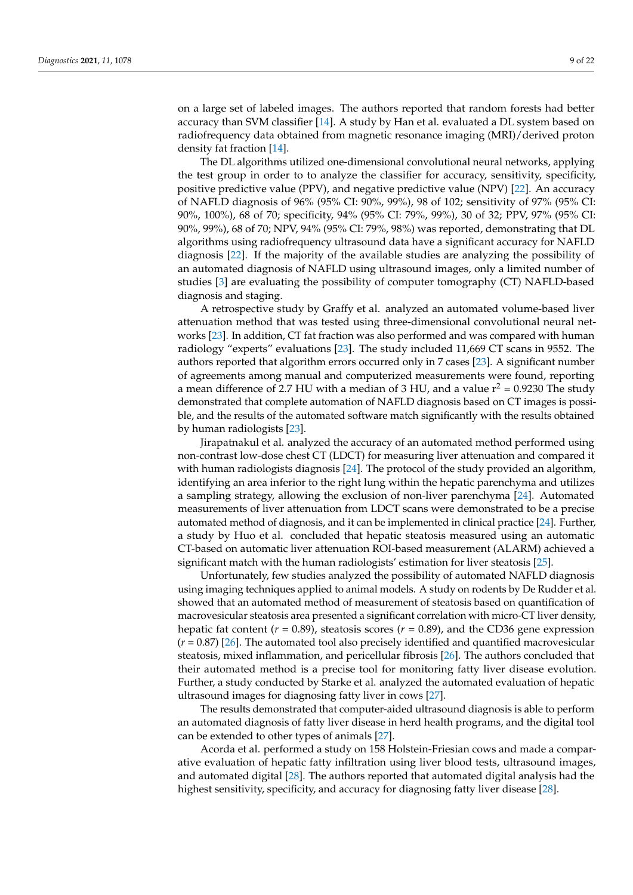on a large set of labeled images. The authors reported that random forests had better accuracy than SVM classifier [14]. A study by Han et al. evaluated a DL system based on radiofrequency data obtained from magnetic resonance imaging (MRI)/derived proton density fat fraction [14].

The DL algorithms utilized one-dimensional convolutional neural networks, applying the test group in order to to analyze the classifier for accuracy, sensitivity, specificity, positive predictive value (PPV), and negative predictive value (NPV) [22]. An accuracy of NAFLD diagnosis of 96% (95% CI: 90%, 99%), 98 of 102; sensitivity of 97% (95% CI: 90%, 100%), 68 of 70; specificity, 94% (95% CI: 79%, 99%), 30 of 32; PPV, 97% (95% CI: 90%, 99%), 68 of 70; NPV, 94% (95% CI: 79%, 98%) was reported, demonstrating that DL algorithms using radiofrequency ultrasound data have a significant accuracy for NAFLD diagnosis [22]. If the majority of the available studies are analyzing the possibility of an automated diagnosis of NAFLD using ultrasound images, only a limited number of studies [3] are evaluating the possibility of computer tomography (CT) NAFLD-based diagnosis and staging.

A retrospective study by Graffy et al. analyzed an automated volume-based liver attenuation method that was tested using three-dimensional convolutional neural networks [23]. In addition, CT fat fraction was also performed and was compared with human radiology "experts" evaluations [23]. The study included 11,669 CT scans in 9552. The authors reported that algorithm errors occurred only in 7 cases [23]. A significant number of agreements among manual and computerized measurements were found, reporting a mean difference of 2.7 HU with a median of 3 HU, and a value $r^2 = 0.9230$ The study demonstrated that complete automation of NAFLD diagnosis based on CT images is possible, and the results of the automated software match significantly with the results obtained by human radiologists [23].

Jirapatnakul et al. analyzed the accuracy of an automated method performed using non-contrast low-dose chest CT (LDCT) for measuring liver attenuation and compared it with human radiologists diagnosis [24]. The protocol of the study provided an algorithm, identifying an area inferior to the right lung within the hepatic parenchyma and utilizes a sampling strategy, allowing the exclusion of non-liver parenchyma [24]. Automated measurements of liver attenuation from LDCT scans were demonstrated to be a precise automated method of diagnosis, and it can be implemented in clinical practice [24]. Further, a study by Huo et al. concluded that hepatic steatosis measured using an automatic CT-based on automatic liver attenuation ROI-based measurement (ALARM) achieved a significant match with the human radiologists' estimation for liver steatosis [25].

Unfortunately, few studies analyzed the possibility of automated NAFLD diagnosis using imaging techniques applied to animal models. A study on rodents by De Rudder et al. showed that an automated method of measurement of steatosis based on quantification of macrovesicular steatosis area presented a significant correlation with micro-CT liver density, hepatic fat content ($r = 0.89$), steatosis scores ($r = 0.89$), and the CD36 gene expression ($r = 0.87$) [26]. The automated tool also precisely identified and quantified macrovesicular steatosis, mixed inflammation, and pericellular fibrosis [26]. The authors concluded that their automated method is a precise tool for monitoring fatty liver disease evolution. Further, a study conducted by Starke et al. analyzed the automated evaluation of hepatic ultrasound images for diagnosing fatty liver in cows [27].

The results demonstrated that computer-aided ultrasound diagnosis is able to perform an automated diagnosis of fatty liver disease in herd health programs, and the digital tool can be extended to other types of animals [27].

Acorda et al. performed a study on 158 Holstein-Friesian cows and made a comparative evaluation of hepatic fatty infiltration using liver blood tests, ultrasound images, and automated digital [28]. The authors reported that automated digital analysis had the highest sensitivity, specificity, and accuracy for diagnosing fatty liver disease [28].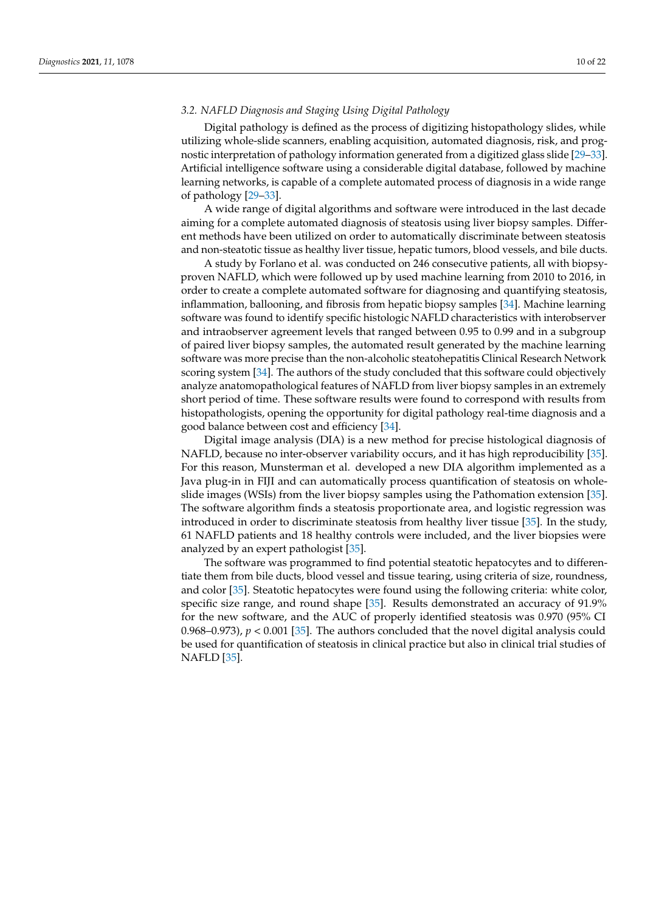### 3.2. NAFLD Diagnosis and Staging Using Digital Pathology

Digital pathology is defined as the process of digitizing histopathology slides, while utilizing whole-slide scanners, enabling acquisition, automated diagnosis, risk, and prognostic interpretation of pathology information generated from a digitized glass slide [29–33]. Artificial intelligence software using a considerable digital database, followed by machine learning networks, is capable of a complete automated process of diagnosis in a wide range of pathology [29–33].

A wide range of digital algorithms and software were introduced in the last decade aiming for a complete automated diagnosis of steatosis using liver biopsy samples. Different methods have been utilized on order to automatically discriminate between steatosis and non-steatotic tissue as healthy liver tissue, hepatic tumors, blood vessels, and bile ducts.

A study by Forlano et al. was conducted on 246 consecutive patients, all with biopsy-proven NAFLD, which were followed up by used machine learning from 2010 to 2016, in order to create a complete automated software for diagnosing and quantifying steatosis, inflammation, ballooning, and fibrosis from hepatic biopsy samples [34]. Machine learning software was found to identify specific histologic NAFLD characteristics with interobserver and intraobserver agreement levels that ranged between 0.95 to 0.99 and in a subgroup of paired liver biopsy samples, the automated result generated by the machine learning software was more precise than the non-alcoholic steatohepatitis Clinical Research Network scoring system [34]. The authors of the study concluded that this software could objectively analyze anatomopathological features of NAFLD from liver biopsy samples in an extremely short period of time. These software results were found to correspond with results from histopathologists, opening the opportunity for digital pathology real-time diagnosis and a good balance between cost and efficiency [34].

Digital image analysis (DIA) is a new method for precise histological diagnosis of NAFLD, because no inter-observer variability occurs, and it has high reproducibility [35]. For this reason, Munsterman et al. developed a new DIA algorithm implemented as a Java plug-in in FIJI and can automatically process quantification of steatosis on whole-slide images (WSIs) from the liver biopsy samples using the Pathomation extension [35]. The software algorithm finds a steatosis proportionate area, and logistic regression was introduced in order to discriminate steatosis from healthy liver tissue [35]. In the study, 61 NAFLD patients and 18 healthy controls were included, and the liver biopsies were analyzed by an expert pathologist [35].

The software was programmed to find potential steatotic hepatocytes and to differentiate them from bile ducts, blood vessel and tissue tearing, using criteria of size, roundness, and color [35]. Steatotic hepatocytes were found using the following criteria: white color, specific size range, and round shape [35]. Results demonstrated an accuracy of 91.9% for the new software, and the AUC of properly identified steatosis was 0.970 (95% CI 0.968–0.973), $p < 0.001$ [35]. The authors concluded that the novel digital analysis could be used for quantification of steatosis in clinical practice but also in clinical trial studies of NAFLD [35].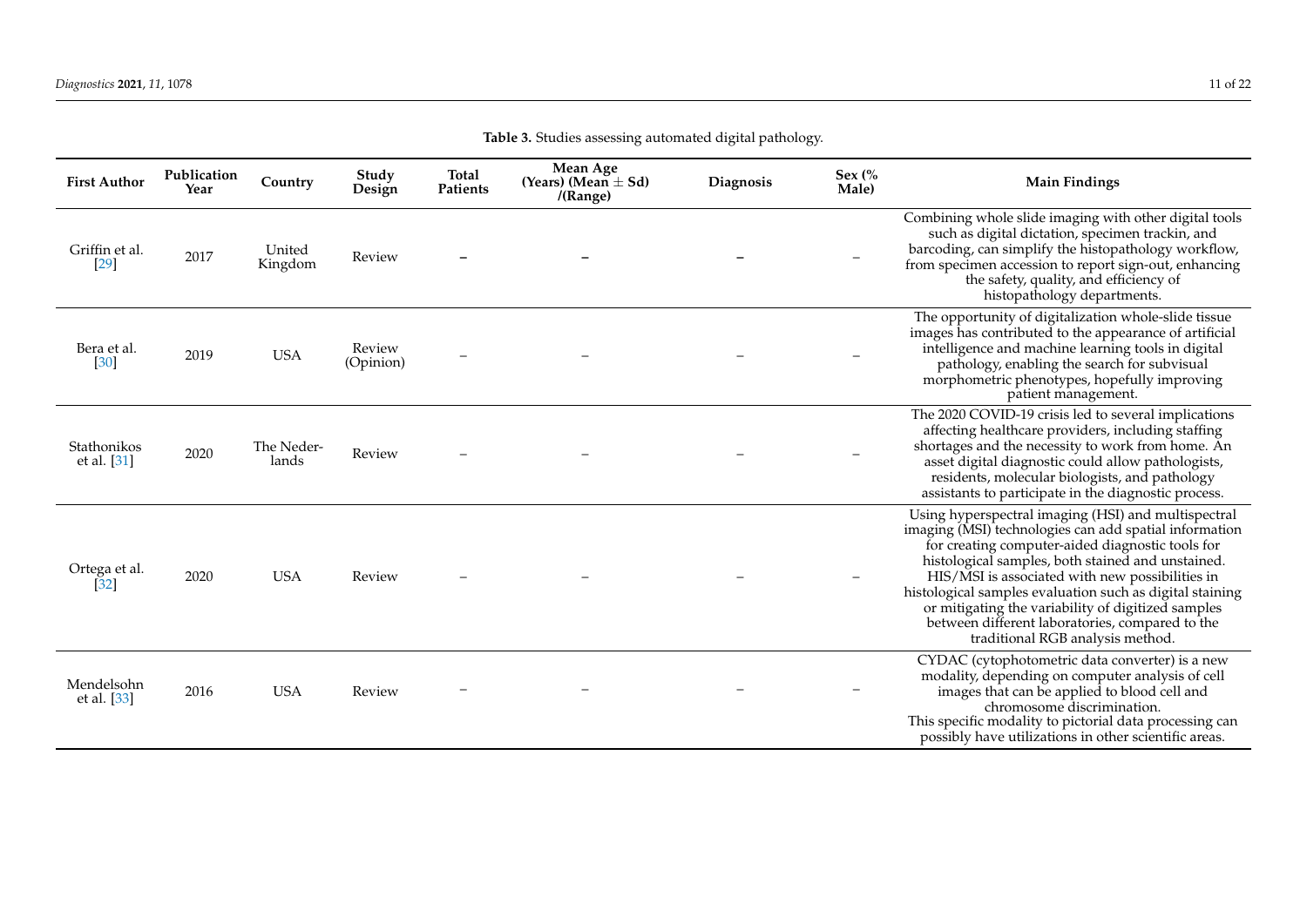**Table 3.** Studies assessing automated digital pathology.

| First Author | Publication Year | Country | Study Design | Total Patients | Mean Age (Years) (Mean ± Sd) /(Range) | Diagnosis | Sex (% Male) | Main Findings |
|---|---|---|---|---|---|---|---|---|
| Griffin et al. [29] | 2017 | United Kingdom | Review | – | – | – | – | Combining whole slide imaging with other digital tools such as digital dictation, specimen trackin, and barcoding, can simplify the histopathology workflow, from specimen accession to report sign-out, enhancing the safety, quality, and efficiency of histopathology departments. |
| Bera et al. [30] | 2019 | USA | Review (Opinion) | – | – | – | – | The opportunity of digitalization whole-slide tissue images has contributed to the appearance of artificial intelligence and machine learning tools in digital pathology, enabling the search for subvisual morphometric phenotypes, hopefully improving patient management. |
| Stathonikos et al. [31] | 2020 | The Netherlands | Review | – | – | – | – | The 2020 COVID-19 crisis led to several implications affecting healthcare providers, including staffing shortages and the necessity to work from home. An asset digital diagnostic could allow pathologists, residents, molecular biologists, and pathology assistants to participate in the diagnostic process. |
| Ortega et al. [32] | 2020 | USA | Review | – | – | – | – | Using hyperspectral imaging (HSI) and multispectral imaging (MSI) technologies can add spatial information for creating computer-aided diagnostic tools for histological samples, both stained and unstained. HIS/MSI is associated with new possibilities in histological samples evaluation such as digital staining or mitigating the variability of digitized samples between different laboratories, compared to the traditional RGB analysis method. |
| Mendelsohn et al. [33] | 2016 | USA | Review | – | – | – | – | CYDAC (cytophotometric data converter) is a new modality, depending on computer analysis of cell images that can be applied to blood cell and chromosome discrimination. This specific modality to pictorial data processing can possibly have utilizations in other scientific areas. |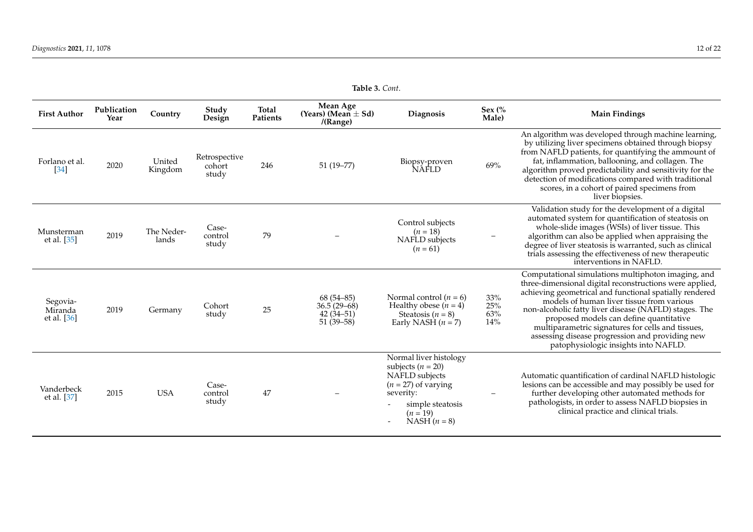**Table 3.** *Cont.*

| First Author | Publication Year | Country | Study Design | Total Patients | Mean Age (Years) (Mean ± Sd) /(Range) | Diagnosis | Sex (% Male) | Main Findings |
|---|---|---|---|---|---|---|---|---|
| Forlano et al. [34] | 2020 | United Kingdom | Retrospective cohort study | 246 | 51 (19–77) | Biopsy-proven NAFLD | 69% | An algorithm was developed through machine learning, by utilizing liver specimens obtained through biopsy from NAFLD patients, for quantifying the ammount of fat, inflammation, ballooning, and collagen. The algorithm proved predictability and sensitivity for the detection of modifications compared with traditional scores, in a cohort of paired specimens from liver biopsies. |
| Munsterman et al. [35] | 2019 | The Netherlands | Case-control study | 79 | – | Control subjects ($n$ = 18) NAFLD subjects ($n$ = 61) | – | Validation study for the development of a digital automated system for quantification of steatosis on whole-slide images (WSIs) of liver tissue. This algorithm can also be applied when appraising the degree of liver steatosis is warranted, such as clinical trials assessing the effectiveness of new therapeutic interventions in NAFLD. |
| Segovia-Miranda et al. [36] | 2019 | Germany | Cohort study | 25 | 68 (54–85) 36.5 (29–68) 42 (34–51) 51 (39–58) | Normal control ($n$ = 6) Healthy obese ($n$ = 4) Steatosis ($n$ = 8) Early NASH ($n$ = 7) | 33% 25% 63% 14% | Computational simulations multiphoton imaging, and three-dimensional digital reconstructions were applied, achieving geometrical and functional spatially rendered models of human liver tissue from various non-alcoholic fatty liver disease (NAFLD) stages. The proposed models can define quantitative multiparametric signatures for cells and tissues, assessing disease progression and providing new patophysiologic insights into NAFLD. |
| Vanderbeck et al. [37] | 2015 | USA | Case-control study | 47 | – | Normal liver histology subjects ($n$ = 20) NAFLD subjects ($n$ = 27) of varying severity: - simple steatosis ($n$ = 19) - NASH ($n$ = 8) | – | Automatic quantification of cardinal NAFLD histologic lesions can be accessible and may possibly be used for further developing other automated methods for pathologists, in order to assess NAFLD biopsies in clinical practice and clinical trials. |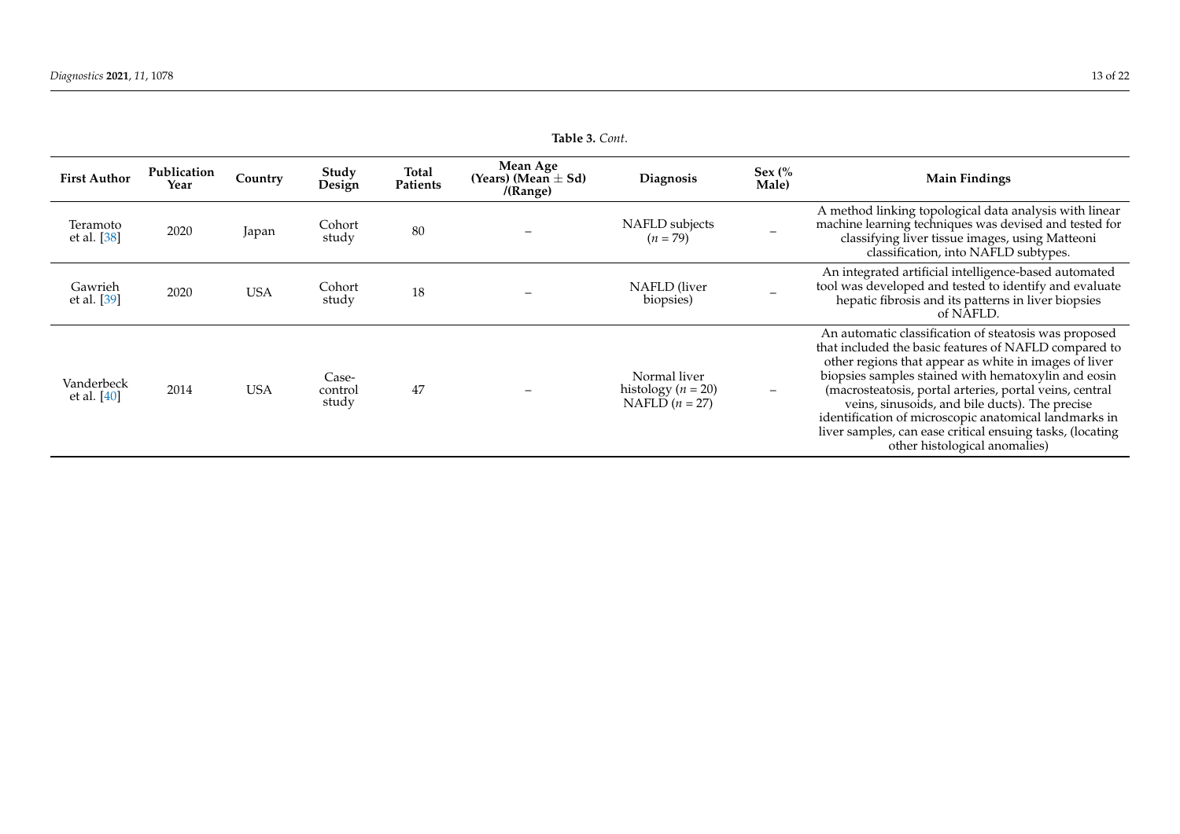**Table 3.** *Cont.*

| First Author | Publication Year | Country | Study Design | Total Patients | Mean Age (Years) (Mean ± Sd) /(Range) | Diagnosis | Sex (% Male) | Main Findings |
|---|---|---|---|---|---|---|---|---|
| Teramoto et al. [38] | 2020 | Japan | Cohort study | 80 | – | NAFLD subjects ($n = 79$) | – | A method linking topological data analysis with linear machine learning techniques was devised and tested for classifying liver tissue images, using Matteoni classification, into NAFLD subtypes. |
| Gawrieh et al. [39] | 2020 | USA | Cohort study | 18 | – | NAFLD (liver biopsies) | – | An integrated artificial intelligence-based automated tool was developed and tested to identify and evaluate hepatic fibrosis and its patterns in liver biopsies of NAFLD. |
| Vanderbeck et al. [40] | 2014 | USA | Case-control study | 47 | – | Normal liver histology ($n = 20$) NAFLD ($n = 27$) | – | An automatic classification of steatosis was proposed that included the basic features of NAFLD compared to other regions that appear as white in images of liver biopsies samples stained with hematoxylin and eosin (macrosteatosis, portal arteries, portal veins, central veins, sinusoids, and bile ducts). The precise identification of microscopic anatomical landmarks in liver samples, can ease critical ensuing tasks, (locating other histological anomalies) |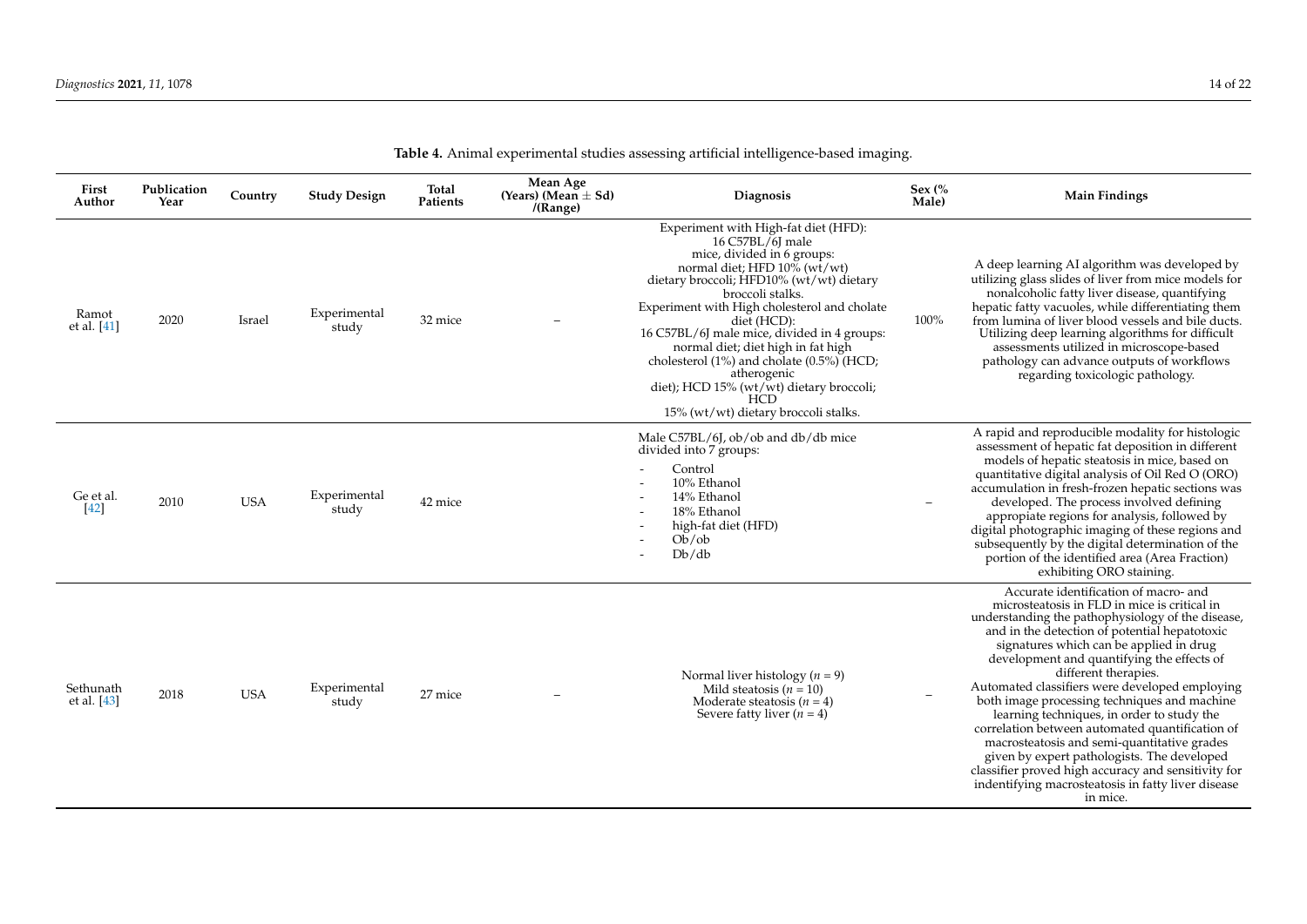**Table 4.** Animal experimental studies assessing artificial intelligence-based imaging.

| First Author | Publication Year | Country | Study Design | Total Patients | Mean Age (Years) (Mean ± Sd) /(Range) | Diagnosis | Sex (% Male) | Main Findings |
|---|---|---|---|---|---|---|---|---|
| Ramot et al. [41] | 2020 | Israel | Experimental study | 32 mice | – | Experiment with High-fat diet (HFD): 16 C57BL/6J male mice, divided in 6 groups: normal diet; HFD 10% (wt/wt) dietary broccoli; HFD10% (wt/wt) dietary broccoli stalks. Experiment with High cholesterol and cholate diet (HCD): 16 C57BL/6J male mice, divided in 4 groups: normal diet; diet high in fat high cholesterol (1%) and cholate (0.5%) (HCD; atherogenic diet); HCD 15% (wt/wt) dietary broccoli; HCD 15% (wt/wt) dietary broccoli stalks. | 100% | A deep learning AI algorithm was developed by utilizing glass slides of liver from mice models for nonalcoholic fatty liver disease, quantifying hepatic fatty vacuoles, while differentiating them from lumina of liver blood vessels and bile ducts. Utilizing deep learning algorithms for difficult assessments utilized in microscope-based pathology can advance outputs of workflows regarding toxicologic pathology. |
| Ge et al. [42] | 2010 | USA | Experimental study | 42 mice | | Male C57BL/6J, ob/ob and db/db mice divided into 7 groups: - Control - 10% Ethanol - 14% Ethanol - 18% Ethanol - high-fat diet (HFD) - Ob/ob - Db/db | – | A rapid and reproducible modality for histologic assessment of hepatic fat deposition in different models of hepatic steatosis in mice, based on quantitative digital analysis of Oil Red O (ORO) accumulation in fresh-frozen hepatic sections was developed. The process involved defining appropiate regions for analysis, followed by digital photographic imaging of these regions and subsequently by the digital determination of the portion of the identified area (Area Fraction) exhibiting ORO staining. |
| Sethunath et al. [43] | 2018 | USA | Experimental study | 27 mice | – | Normal liver histology ($n$ = 9) Mild steatosis ($n$ = 10) Moderate steatosis ($n$ = 4) Severe fatty liver ($n$ = 4) | – | Accurate identification of macro- and microsteatosis in FLD in mice is critical in understanding the pathophysiology of the disease, and in the detection of potential hepatotoxic signatures which can be applied in drug development and quantifying the effects of different therapies. Automated classifiers were developed employing both image processing techniques and machine learning techniques, in order to study the correlation between automated quantification of macrosteatosis and semi-quantitative grades given by expert pathologists. The developed classifier proved high accuracy and sensitivity for indentifying macrosteatosis in fatty liver disease in mice. |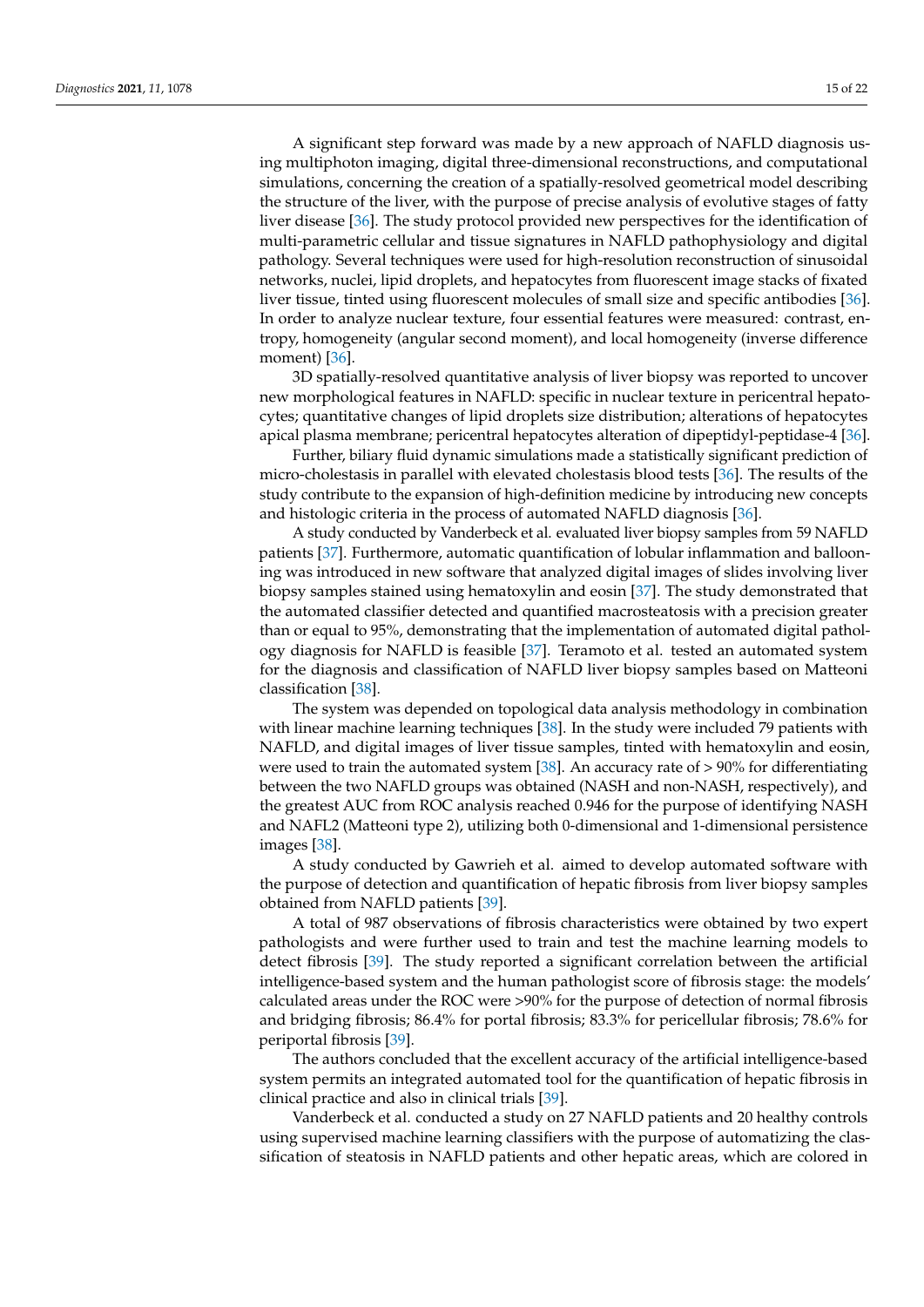A significant step forward was made by a new approach of NAFLD diagnosis using multiphoton imaging, digital three-dimensional reconstructions, and computational simulations, concerning the creation of a spatially-resolved geometrical model describing the structure of the liver, with the purpose of precise analysis of evolutive stages of fatty liver disease [36]. The study protocol provided new perspectives for the identification of multi-parametric cellular and tissue signatures in NAFLD pathophysiology and digital pathology. Several techniques were used for high-resolution reconstruction of sinusoidal networks, nuclei, lipid droplets, and hepatocytes from fluorescent image stacks of fixated liver tissue, tinted using fluorescent molecules of small size and specific antibodies [36]. In order to analyze nuclear texture, four essential features were measured: contrast, entropy, homogeneity (angular second moment), and local homogeneity (inverse difference moment) [36].

3D spatially-resolved quantitative analysis of liver biopsy was reported to uncover new morphological features in NAFLD: specific in nuclear texture in pericentral hepatocytes; quantitative changes of lipid droplets size distribution; alterations of hepatocytes apical plasma membrane; pericentral hepatocytes alteration of dipeptidyl-peptidase-4 [36].

Further, biliary fluid dynamic simulations made a statistically significant prediction of micro-cholestasis in parallel with elevated cholestasis blood tests [36]. The results of the study contribute to the expansion of high-definition medicine by introducing new concepts and histologic criteria in the process of automated NAFLD diagnosis [36].

A study conducted by Vanderbeck et al. evaluated liver biopsy samples from 59 NAFLD patients [37]. Furthermore, automatic quantification of lobular inflammation and ballooning was introduced in new software that analyzed digital images of slides involving liver biopsy samples stained using hematoxylin and eosin [37]. The study demonstrated that the automated classifier detected and quantified macrosteatosis with a precision greater than or equal to 95%, demonstrating that the implementation of automated digital pathology diagnosis for NAFLD is feasible [37]. Teramoto et al. tested an automated system for the diagnosis and classification of NAFLD liver biopsy samples based on Matteoni classification [38].

The system was depended on topological data analysis methodology in combination with linear machine learning techniques [38]. In the study were included 79 patients with NAFLD, and digital images of liver tissue samples, tinted with hematoxylin and eosin, were used to train the automated system [38]. An accuracy rate of > 90% for differentiating between the two NAFLD groups was obtained (NASH and non-NASH, respectively), and the greatest AUC from ROC analysis reached 0.946 for the purpose of identifying NASH and NAFL2 (Matteoni type 2), utilizing both 0-dimensional and 1-dimensional persistence images [38].

A study conducted by Gawrieh et al. aimed to develop automated software with the purpose of detection and quantification of hepatic fibrosis from liver biopsy samples obtained from NAFLD patients [39].

A total of 987 observations of fibrosis characteristics were obtained by two expert pathologists and were further used to train and test the machine learning models to detect fibrosis [39]. The study reported a significant correlation between the artificial intelligence-based system and the human pathologist score of fibrosis stage: the models' calculated areas under the ROC were >90% for the purpose of detection of normal fibrosis and bridging fibrosis; 86.4% for portal fibrosis; 83.3% for pericellular fibrosis; 78.6% for periportal fibrosis [39].

The authors concluded that the excellent accuracy of the artificial intelligence-based system permits an integrated automated tool for the quantification of hepatic fibrosis in clinical practice and also in clinical trials [39].

Vanderbeck et al. conducted a study on 27 NAFLD patients and 20 healthy controls using supervised machine learning classifiers with the purpose of automatizing the classification of steatosis in NAFLD patients and other hepatic areas, which are colored in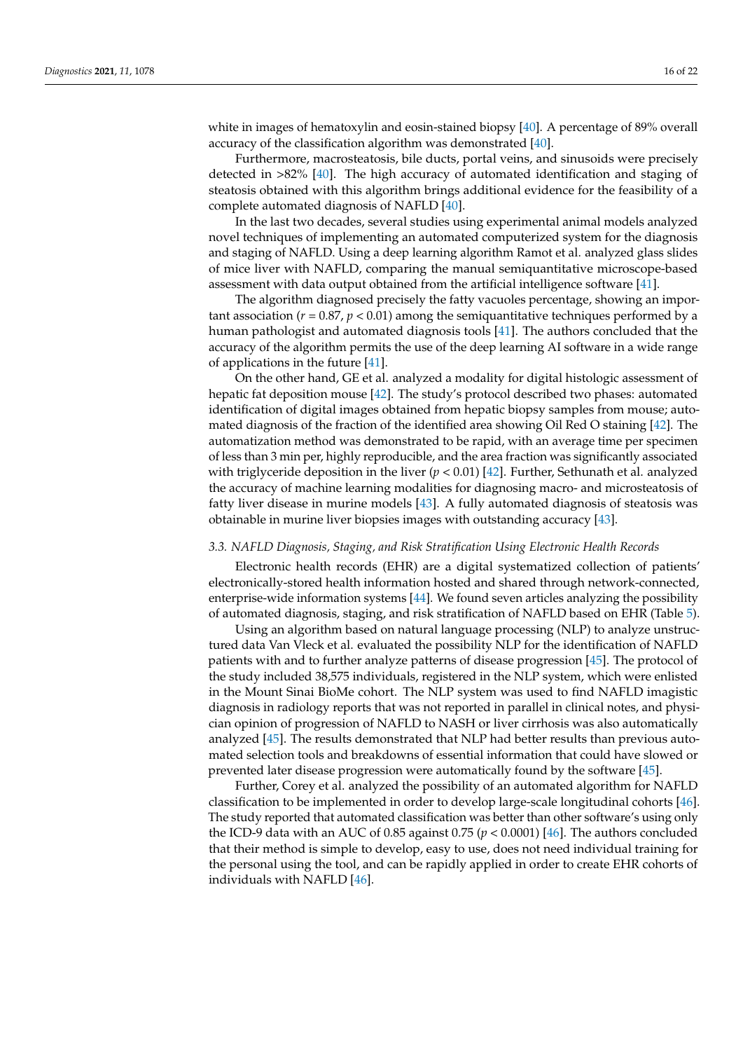white in images of hematoxylin and eosin-stained biopsy [40]. A percentage of 89% overall accuracy of the classification algorithm was demonstrated [40].

Furthermore, macrosteatosis, bile ducts, portal veins, and sinusoids were precisely detected in >82% [40]. The high accuracy of automated identification and staging of steatosis obtained with this algorithm brings additional evidence for the feasibility of a complete automated diagnosis of NAFLD [40].

In the last two decades, several studies using experimental animal models analyzed novel techniques of implementing an automated computerized system for the diagnosis and staging of NAFLD. Using a deep learning algorithm Ramot et al. analyzed glass slides of mice liver with NAFLD, comparing the manual semiquantitative microscope-based assessment with data output obtained from the artificial intelligence software [41].

The algorithm diagnosed precisely the fatty vacuoles percentage, showing an important association ($r = 0.87$, $p < 0.01$) among the semiquantitative techniques performed by a human pathologist and automated diagnosis tools [41]. The authors concluded that the accuracy of the algorithm permits the use of the deep learning AI software in a wide range of applications in the future [41].

On the other hand, GE et al. analyzed a modality for digital histologic assessment of hepatic fat deposition mouse [42]. The study's protocol described two phases: automated identification of digital images obtained from hepatic biopsy samples from mouse; automated diagnosis of the fraction of the identified area showing Oil Red O staining [42]. The automatization method was demonstrated to be rapid, with an average time per specimen of less than 3 min per, highly reproducible, and the area fraction was significantly associated with triglyceride deposition in the liver ($p < 0.01$) [42]. Further, Sethunath et al. analyzed the accuracy of machine learning modalities for diagnosing macro- and microsteatosis of fatty liver disease in murine models [43]. A fully automated diagnosis of steatosis was obtainable in murine liver biopsies images with outstanding accuracy [43].

### *3.3. NAFLD Diagnosis, Staging, and Risk Stratification Using Electronic Health Records*

Electronic health records (EHR) are a digital systematized collection of patients' electronically-stored health information hosted and shared through network-connected, enterprise-wide information systems [44]. We found seven articles analyzing the possibility of automated diagnosis, staging, and risk stratification of NAFLD based on EHR (Table 5).

Using an algorithm based on natural language processing (NLP) to analyze unstructured data Van Vleck et al. evaluated the possibility NLP for the identification of NAFLD patients with and to further analyze patterns of disease progression [45]. The protocol of the study included 38,575 individuals, registered in the NLP system, which were enlisted in the Mount Sinai BioMe cohort. The NLP system was used to find NAFLD imagistic diagnosis in radiology reports that was not reported in parallel in clinical notes, and physician opinion of progression of NAFLD to NASH or liver cirrhosis was also automatically analyzed [45]. The results demonstrated that NLP had better results than previous automated selection tools and breakdowns of essential information that could have slowed or prevented later disease progression were automatically found by the software [45].

Further, Corey et al. analyzed the possibility of an automated algorithm for NAFLD classification to be implemented in order to develop large-scale longitudinal cohorts [46]. The study reported that automated classification was better than other software's using only the ICD-9 data with an AUC of 0.85 against 0.75 ($p < 0.0001$) [46]. The authors concluded that their method is simple to develop, easy to use, does not need individual training for the personal using the tool, and can be rapidly applied in order to create EHR cohorts of individuals with NAFLD [46].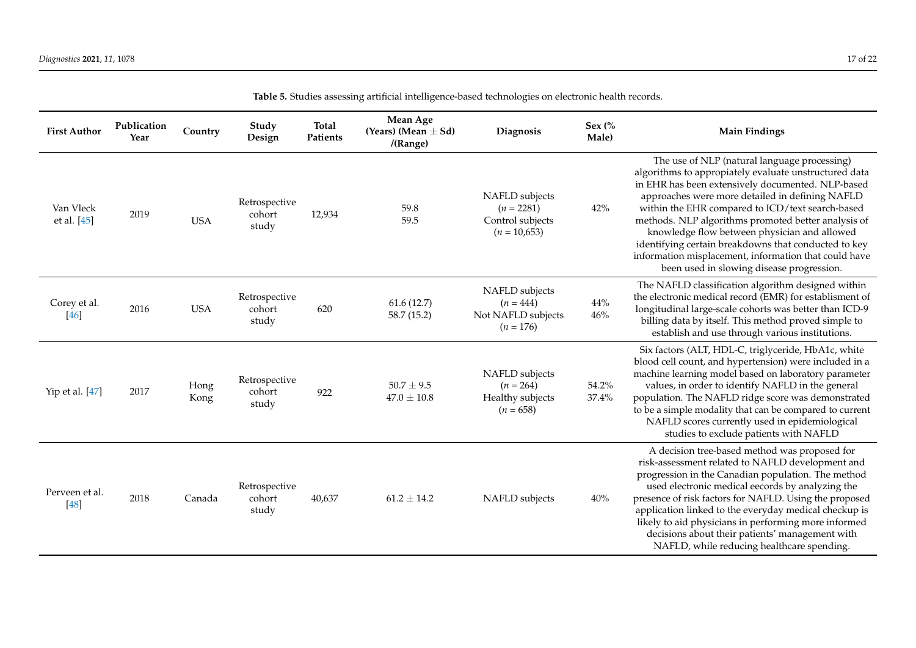**Table 5.** Studies assessing artificial intelligence-based technologies on electronic health records.

| First Author | Publication Year | Country | Study Design | Total Patients | Mean Age (Years) (Mean ± Sd) /(Range) | Diagnosis | Sex (% Male) | Main Findings |
|---|---|---|---|---|---|---|---|---|
| Van Vleck et al. [45] | 2019 | USA | Retrospective cohort study | 12,934 | 59.8<br>59.5 | NAFLD subjects ($n$ = 2281)<br>Control subjects ($n$ = 10,653) | 42% | The use of NLP (natural language processing) algorithms to appropiately evaluate unstructured data in EHR has been extensively documented. NLP-based approaches were more detailed in defining NAFLD within the EHR compared to ICD/text search-based methods. NLP algorithms promoted better analysis of knowledge flow between physician and allowed identifying certain breakdowns that conducted to key information misplacement, information that could have been used in slowing disease progression. |
| Corey et al. [46] | 2016 | USA | Retrospective cohort study | 620 | 61.6 (12.7)<br>58.7 (15.2) | NAFLD subjects ($n$ = 444)<br>Not NAFLD subjects ($n$ = 176) | 44%<br>46% | The NAFLD classification algorithm designed within the electronic medical record (EMR) for establisment of longitudinal large-scale cohorts was better than ICD-9 billing data by itself. This method proved simple to establish and use through various institutions. |
| Yip et al. [47] | 2017 | Hong Kong | Retrospective cohort study | 922 | 50.7 ± 9.5<br>47.0 ± 10.8 | NAFLD subjects ($n$ = 264)<br>Healthy subjects ($n$ = 658) | 54.2%<br>37.4% | Six factors (ALT, HDL-C, triglyceride, HbA1c, white blood cell count, and hypertension) were included in a machine learning model based on laboratory parameter values, in order to identify NAFLD in the general population. The NAFLD ridge score was demonstrated to be a simple modality that can be compared to current NAFLD scores currently used in epidemiological studies to exclude patients with NAFLD |
| Perveen et al. [48] | 2018 | Canada | Retrospective cohort study | 40,637 | 61.2 ± 14.2 | NAFLD subjects | 40% | A decision tree-based method was proposed for risk-assessment related to NAFLD development and progression in the Canadian population. The method used electronic medical eecords by analyzing the presence of risk factors for NAFLD. Using the proposed application linked to the everyday medical checkup is likely to aid physicians in performing more informed decisions about their patients' management with NAFLD, while reducing healthcare spending. |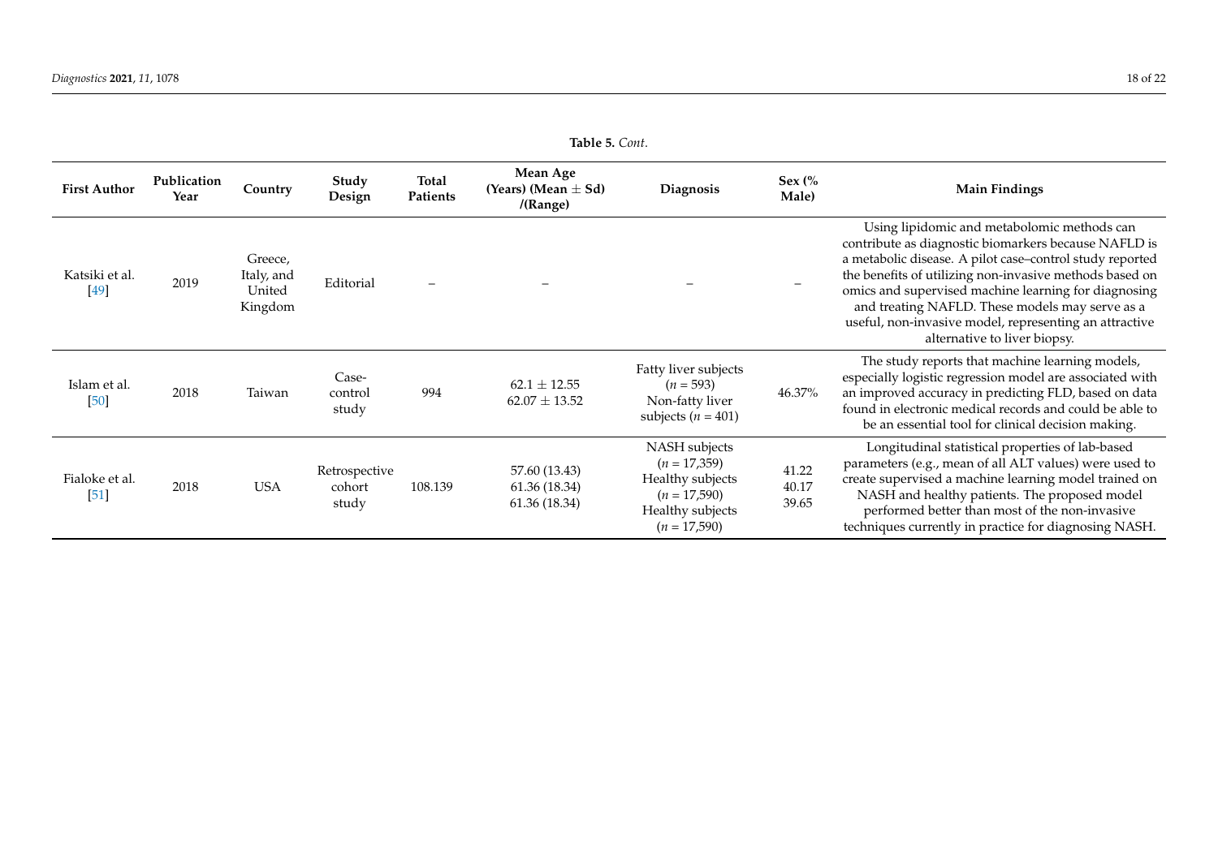**Table 5.** *Cont.*

| First Author | Publication Year | Country | Study Design | Total Patients | Mean Age (Years) (Mean ± Sd) /(Range) | Diagnosis | Sex (% Male) | Main Findings |
|---|---|---|---|---|---|---|---|---|
| Katsiki et al. [49] | 2019 | Greece, Italy, and United Kingdom | Editorial | – | – | – | – | Using lipidomic and metabolomic methods can contribute as diagnostic biomarkers because NAFLD is a metabolic disease. A pilot case–control study reported the benefits of utilizing non-invasive methods based on omics and supervised machine learning for diagnosing and treating NAFLD. These models may serve as a useful, non-invasive model, representing an attractive alternative to liver biopsy. |
| Islam et al. [50] | 2018 | Taiwan | Case-control study | 994 | 62.1 ± 12.55<br>62.07 ± 13.52 | Fatty liver subjects ($n = 593$)<br>Non-fatty liver subjects ($n = 401$) | 46.37% | The study reports that machine learning models, especially logistic regression model are associated with an improved accuracy in predicting FLD, based on data found in electronic medical records and could be able to be an essential tool for clinical decision making. |
| Fialoke et al. [51] | 2018 | USA | Retrospective cohort study | 108.139 | 57.60 (13.43)<br>61.36 (18.34)<br>61.36 (18.34) | NASH subjects ($n = 17{,}359$)<br>Healthy subjects ($n = 17{,}590$)<br>Healthy subjects ($n = 17{,}590$) | 41.22<br>40.17<br>39.65 | Longitudinal statistical properties of lab-based parameters (e.g., mean of all ALT values) were used to create supervised a machine learning model trained on NASH and healthy patients. The proposed model performed better than most of the non-invasive techniques currently in practice for diagnosing NASH. |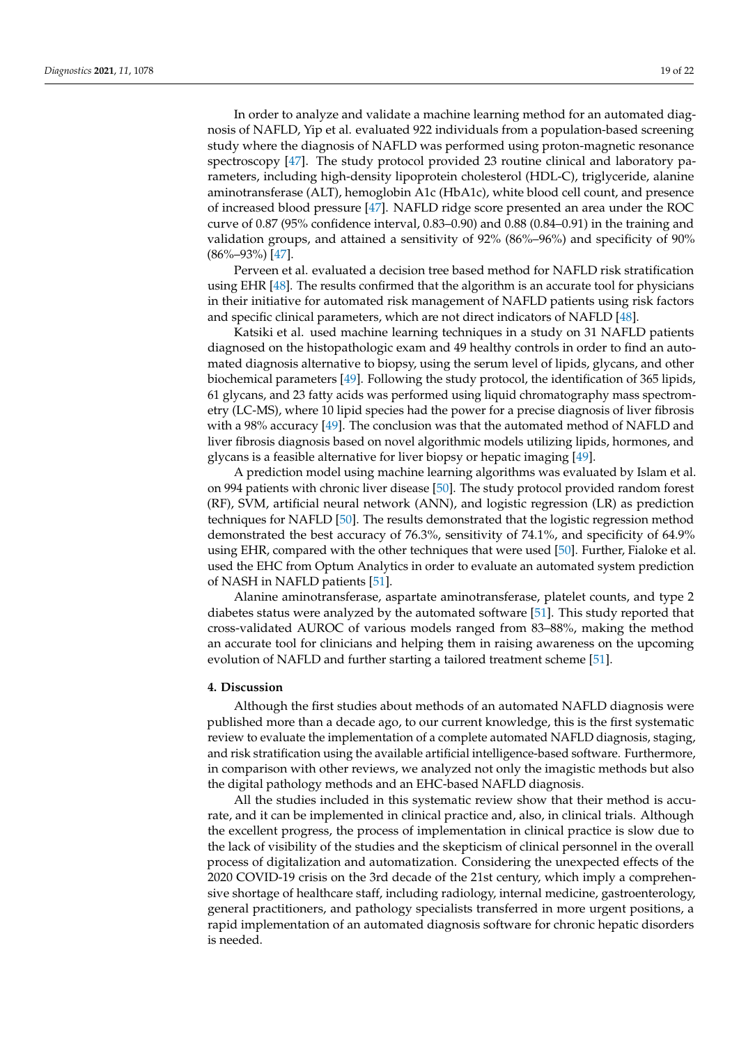In order to analyze and validate a machine learning method for an automated diagnosis of NAFLD, Yip et al. evaluated 922 individuals from a population-based screening study where the diagnosis of NAFLD was performed using proton-magnetic resonance spectroscopy [47]. The study protocol provided 23 routine clinical and laboratory parameters, including high-density lipoprotein cholesterol (HDL-C), triglyceride, alanine aminotransferase (ALT), hemoglobin A1c (HbA1c), white blood cell count, and presence of increased blood pressure [47]. NAFLD ridge score presented an area under the ROC curve of 0.87 (95% confidence interval, 0.83–0.90) and 0.88 (0.84–0.91) in the training and validation groups, and attained a sensitivity of 92% (86%–96%) and specificity of 90% (86%–93%) [47].

Perveen et al. evaluated a decision tree based method for NAFLD risk stratification using EHR [48]. The results confirmed that the algorithm is an accurate tool for physicians in their initiative for automated risk management of NAFLD patients using risk factors and specific clinical parameters, which are not direct indicators of NAFLD [48].

Katsiki et al. used machine learning techniques in a study on 31 NAFLD patients diagnosed on the histopathologic exam and 49 healthy controls in order to find an automated diagnosis alternative to biopsy, using the serum level of lipids, glycans, and other biochemical parameters [49]. Following the study protocol, the identification of 365 lipids, 61 glycans, and 23 fatty acids was performed using liquid chromatography mass spectrometry (LC-MS), where 10 lipid species had the power for a precise diagnosis of liver fibrosis with a 98% accuracy [49]. The conclusion was that the automated method of NAFLD and liver fibrosis diagnosis based on novel algorithmic models utilizing lipids, hormones, and glycans is a feasible alternative for liver biopsy or hepatic imaging [49].

A prediction model using machine learning algorithms was evaluated by Islam et al. on 994 patients with chronic liver disease [50]. The study protocol provided random forest (RF), SVM, artificial neural network (ANN), and logistic regression (LR) as prediction techniques for NAFLD [50]. The results demonstrated that the logistic regression method demonstrated the best accuracy of 76.3%, sensitivity of 74.1%, and specificity of 64.9% using EHR, compared with the other techniques that were used [50]. Further, Fialoke et al. used the EHC from Optum Analytics in order to evaluate an automated system prediction of NASH in NAFLD patients [51].

Alanine aminotransferase, aspartate aminotransferase, platelet counts, and type 2 diabetes status were analyzed by the automated software [51]. This study reported that cross-validated AUROC of various models ranged from 83–88%, making the method an accurate tool for clinicians and helping them in raising awareness on the upcoming evolution of NAFLD and further starting a tailored treatment scheme [51].

## 4. Discussion

Although the first studies about methods of an automated NAFLD diagnosis were published more than a decade ago, to our current knowledge, this is the first systematic review to evaluate the implementation of a complete automated NAFLD diagnosis, staging, and risk stratification using the available artificial intelligence-based software. Furthermore, in comparison with other reviews, we analyzed not only the imagistic methods but also the digital pathology methods and an EHC-based NAFLD diagnosis.

All the studies included in this systematic review show that their method is accurate, and it can be implemented in clinical practice and, also, in clinical trials. Although the excellent progress, the process of implementation in clinical practice is slow due to the lack of visibility of the studies and the skepticism of clinical personnel in the overall process of digitalization and automatization. Considering the unexpected effects of the 2020 COVID-19 crisis on the 3rd decade of the 21st century, which imply a comprehensive shortage of healthcare staff, including radiology, internal medicine, gastroenterology, general practitioners, and pathology specialists transferred in more urgent positions, a rapid implementation of an automated diagnosis software for chronic hepatic disorders is needed.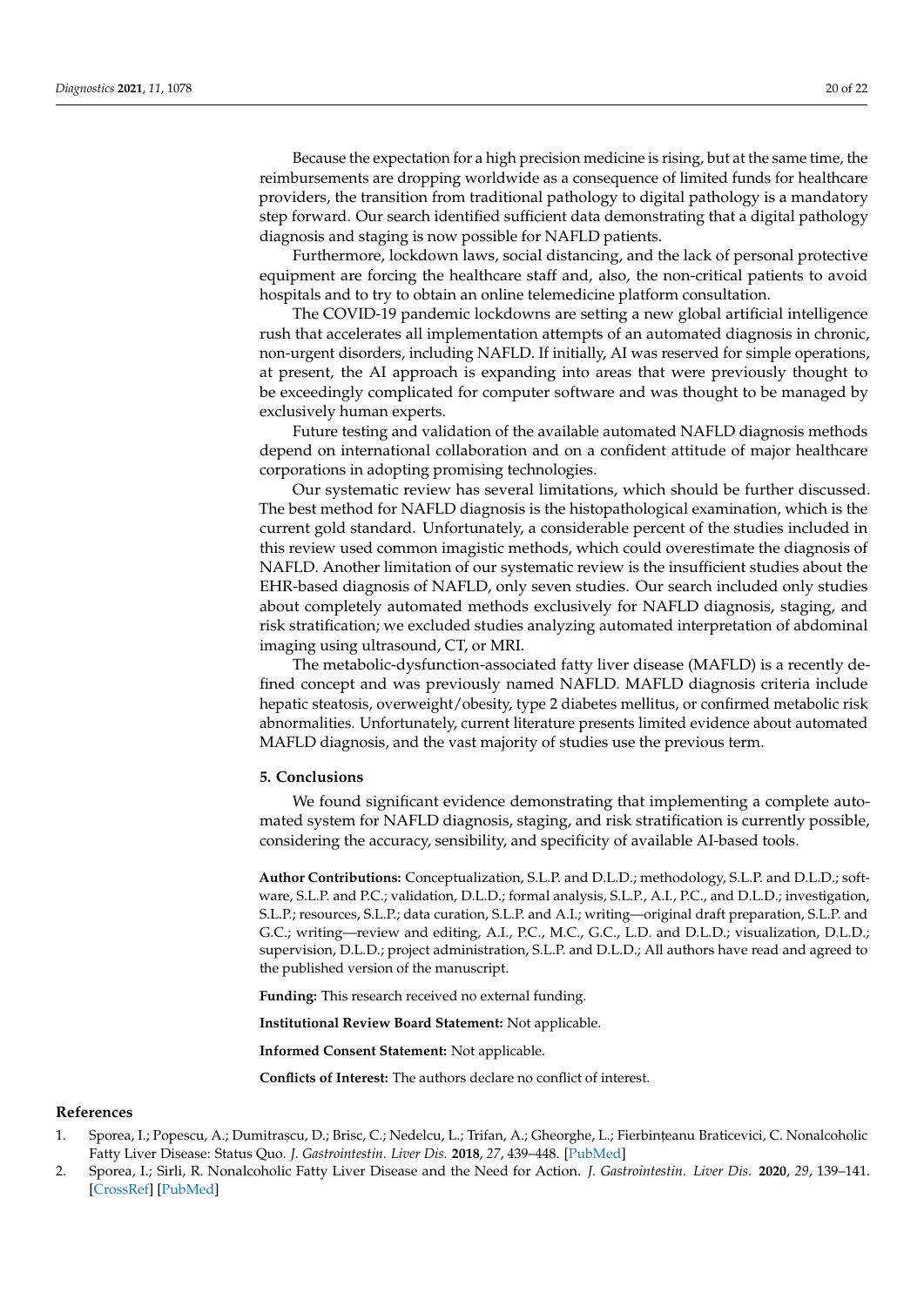Because the expectation for a high precision medicine is rising, but at the same time, the reimbursements are dropping worldwide as a consequence of limited funds for healthcare providers, the transition from traditional pathology to digital pathology is a mandatory step forward. Our search identified sufficient data demonstrating that a digital pathology diagnosis and staging is now possible for NAFLD patients.

Furthermore, lockdown laws, social distancing, and the lack of personal protective equipment are forcing the healthcare staff and, also, the non-critical patients to avoid hospitals and to try to obtain an online telemedicine platform consultation.

The COVID-19 pandemic lockdowns are setting a new global artificial intelligence rush that accelerates all implementation attempts of an automated diagnosis in chronic, non-urgent disorders, including NAFLD. If initially, AI was reserved for simple operations, at present, the AI approach is expanding into areas that were previously thought to be exceedingly complicated for computer software and was thought to be managed by exclusively human experts.

Future testing and validation of the available automated NAFLD diagnosis methods depend on international collaboration and on a confident attitude of major healthcare corporations in adopting promising technologies.

Our systematic review has several limitations, which should be further discussed. The best method for NAFLD diagnosis is the histopathological examination, which is the current gold standard. Unfortunately, a considerable percent of the studies included in this review used common imagistic methods, which could overestimate the diagnosis of NAFLD. Another limitation of our systematic review is the insufficient studies about the EHR-based diagnosis of NAFLD, only seven studies. Our search included only studies about completely automated methods exclusively for NAFLD diagnosis, staging, and risk stratification; we excluded studies analyzing automated interpretation of abdominal imaging using ultrasound, CT, or MRI.

The metabolic-dysfunction-associated fatty liver disease (MAFLD) is a recently defined concept and was previously named NAFLD. MAFLD diagnosis criteria include hepatic steatosis, overweight/obesity, type 2 diabetes mellitus, or confirmed metabolic risk abnormalities. Unfortunately, current literature presents limited evidence about automated MAFLD diagnosis, and the vast majority of studies use the previous term.

## 5. Conclusions

We found significant evidence demonstrating that implementing a complete automated system for NAFLD diagnosis, staging, and risk stratification is currently possible, considering the accuracy, sensibility, and specificity of available AI-based tools.

**Author Contributions:** Conceptualization, S.L.P. and D.L.D.; methodology, S.L.P. and D.L.D.; software, S.L.P. and P.C.; validation, D.L.D.; formal analysis, S.L.P., A.I., P.C., and D.L.D.; investigation, S.L.P.; resources, S.L.P.; data curation, S.L.P. and A.I.; writing—original draft preparation, S.L.P. and G.C.; writing—review and editing, A.I., P.C., M.C., G.C., L.D. and D.L.D.; visualization, D.L.D.; supervision, D.L.D.; project administration, S.L.P. and D.L.D.; All authors have read and agreed to the published version of the manuscript.

**Funding:** This research received no external funding.

**Institutional Review Board Statement:** Not applicable.

**Informed Consent Statement:** Not applicable.

**Conflicts of Interest:** The authors declare no conflict of interest.

## References

1. Sporea, I.; Popescu, A.; Dumitrașcu, D.; Brisc, C.; Nedelcu, L.; Trifan, A.; Gheorghe, L.; Fierbințeanu Braticevici, C. Nonalcoholic Fatty Liver Disease: Status Quo. *J. Gastrointestin. Liver Dis.* **2018**, *27*, 439–448. [PubMed]
2. Sporea, I.; Sirli, R. Nonalcoholic Fatty Liver Disease and the Need for Action. *J. Gastrointestin. Liver Dis.* **2020**, *29*, 139–141. [CrossRef] [PubMed]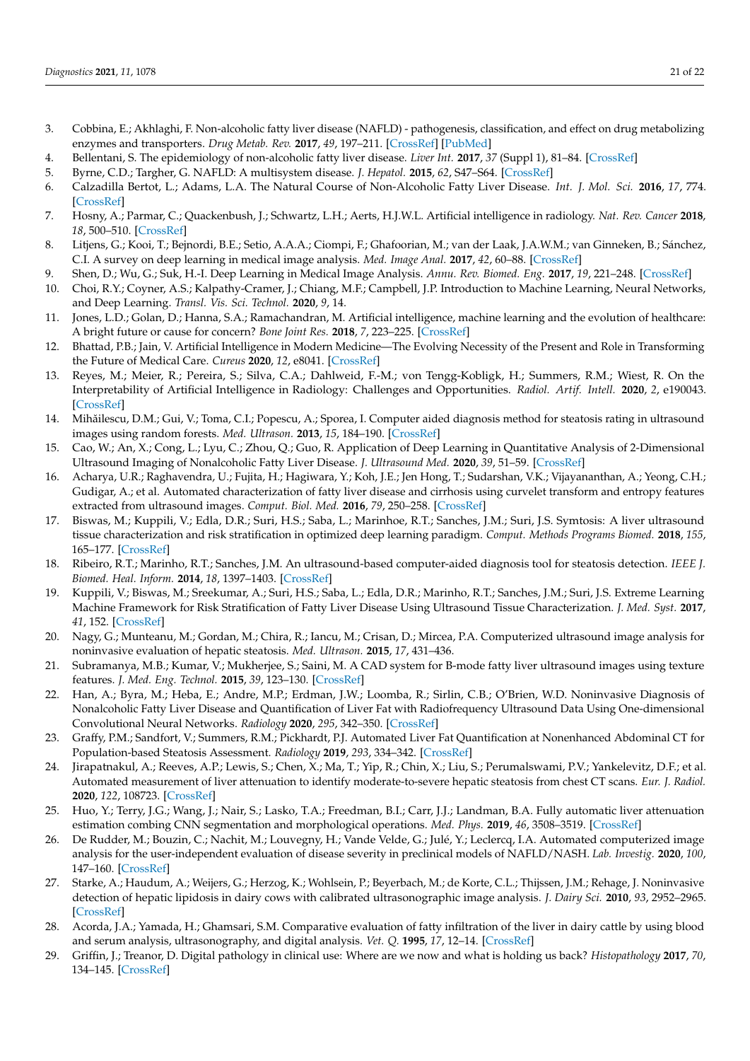3. Cobbina, E.; Akhlaghi, F. Non-alcoholic fatty liver disease (NAFLD) - pathogenesis, classification, and effect on drug metabolizing enzymes and transporters. *Drug Metab. Rev.* **2017**, *49*, 197–211. [CrossRef] [PubMed]
4. Bellentani, S. The epidemiology of non-alcoholic fatty liver disease. *Liver Int.* **2017**, *37* (Suppl 1), 81–84. [CrossRef]
5. Byrne, C.D.; Targher, G. NAFLD: A multisystem disease. *J. Hepatol.* **2015**, *62*, S47–S64. [CrossRef]
6. Calzadilla Bertot, L.; Adams, L.A. The Natural Course of Non-Alcoholic Fatty Liver Disease. *Int. J. Mol. Sci.* **2016**, *17*, 774. [CrossRef]
7. Hosny, A.; Parmar, C.; Quackenbush, J.; Schwartz, L.H.; Aerts, H.J.W.L. Artificial intelligence in radiology. *Nat. Rev. Cancer* **2018**, *18*, 500–510. [CrossRef]
8. Litjens, G.; Kooi, T.; Bejnordi, B.E.; Setio, A.A.A.; Ciompi, F.; Ghafoorian, M.; van der Laak, J.A.W.M.; van Ginneken, B.; Sánchez, C.I. A survey on deep learning in medical image analysis. *Med. Image Anal.* **2017**, *42*, 60–88. [CrossRef]
9. Shen, D.; Wu, G.; Suk, H.-I. Deep Learning in Medical Image Analysis. *Annu. Rev. Biomed. Eng.* **2017**, *19*, 221–248. [CrossRef]
10. Choi, R.Y.; Coyner, A.S.; Kalpathy-Cramer, J.; Chiang, M.F.; Campbell, J.P. Introduction to Machine Learning, Neural Networks, and Deep Learning. *Transl. Vis. Sci. Technol.* **2020**, *9*, 14.
11. Jones, L.D.; Golan, D.; Hanna, S.A.; Ramachandran, M. Artificial intelligence, machine learning and the evolution of healthcare: A bright future or cause for concern? *Bone Joint Res.* **2018**, *7*, 223–225. [CrossRef]
12. Bhattad, P.B.; Jain, V. Artificial Intelligence in Modern Medicine—The Evolving Necessity of the Present and Role in Transforming the Future of Medical Care. *Cureus* **2020**, *12*, e8041. [CrossRef]
13. Reyes, M.; Meier, R.; Pereira, S.; Silva, C.A.; Dahlweid, F.-M.; von Tengg-Kobligk, H.; Summers, R.M.; Wiest, R. On the Interpretability of Artificial Intelligence in Radiology: Challenges and Opportunities. *Radiol. Artif. Intell.* **2020**, *2*, e190043. [CrossRef]
14. Mihăilescu, D.M.; Gui, V.; Toma, C.I.; Popescu, A.; Sporea, I. Computer aided diagnosis method for steatosis rating in ultrasound images using random forests. *Med. Ultrason.* **2013**, *15*, 184–190. [CrossRef]
15. Cao, W.; An, X.; Cong, L.; Lyu, C.; Zhou, Q.; Guo, R. Application of Deep Learning in Quantitative Analysis of 2-Dimensional Ultrasound Imaging of Nonalcoholic Fatty Liver Disease. *J. Ultrasound Med.* **2020**, *39*, 51–59. [CrossRef]
16. Acharya, U.R.; Raghavendra, U.; Fujita, H.; Hagiwara, Y.; Koh, J.E.; Jen Hong, T.; Sudarshan, V.K.; Vijayananthan, A.; Yeong, C.H.; Gudigar, A.; et al. Automated characterization of fatty liver disease and cirrhosis using curvelet transform and entropy features extracted from ultrasound images. *Comput. Biol. Med.* **2016**, *79*, 250–258. [CrossRef]
17. Biswas, M.; Kuppili, V.; Edla, D.R.; Suri, H.S.; Saba, L.; Marinhoe, R.T.; Sanches, J.M.; Suri, J.S. Symtosis: A liver ultrasound tissue characterization and risk stratification in optimized deep learning paradigm. *Comput. Methods Programs Biomed.* **2018**, *155*, 165–177. [CrossRef]
18. Ribeiro, R.T.; Marinho, R.T.; Sanches, J.M. An ultrasound-based computer-aided diagnosis tool for steatosis detection. *IEEE J. Biomed. Heal. Inform.* **2014**, *18*, 1397–1403. [CrossRef]
19. Kuppili, V.; Biswas, M.; Sreekumar, A.; Suri, H.S.; Saba, L.; Edla, D.R.; Marinho, R.T.; Sanches, J.M.; Suri, J.S. Extreme Learning Machine Framework for Risk Stratification of Fatty Liver Disease Using Ultrasound Tissue Characterization. *J. Med. Syst.* **2017**, *41*, 152. [CrossRef]
20. Nagy, G.; Munteanu, M.; Gordan, M.; Chira, R.; Iancu, M.; Crisan, D.; Mircea, P.A. Computerized ultrasound image analysis for noninvasive evaluation of hepatic steatosis. *Med. Ultrason.* **2015**, *17*, 431–436.
21. Subramanya, M.B.; Kumar, V.; Mukherjee, S.; Saini, M. A CAD system for B-mode fatty liver ultrasound images using texture features. *J. Med. Eng. Technol.* **2015**, *39*, 123–130. [CrossRef]
22. Han, A.; Byra, M.; Heba, E.; Andre, M.P.; Erdman, J.W.; Loomba, R.; Sirlin, C.B.; O'Brien, W.D. Noninvasive Diagnosis of Nonalcoholic Fatty Liver Disease and Quantification of Liver Fat with Radiofrequency Ultrasound Data Using One-dimensional Convolutional Neural Networks. *Radiology* **2020**, *295*, 342–350. [CrossRef]
23. Graffy, P.M.; Sandfort, V.; Summers, R.M.; Pickhardt, P.J. Automated Liver Fat Quantification at Nonenhanced Abdominal CT for Population-based Steatosis Assessment. *Radiology* **2019**, *293*, 334–342. [CrossRef]
24. Jirapatnakul, A.; Reeves, A.P.; Lewis, S.; Chen, X.; Ma, T.; Yip, R.; Chin, X.; Liu, S.; Perumalswami, P.V.; Yankelevitz, D.F.; et al. Automated measurement of liver attenuation to identify moderate-to-severe hepatic steatosis from chest CT scans. *Eur. J. Radiol.* **2020**, *122*, 108723. [CrossRef]
25. Huo, Y.; Terry, J.G.; Wang, J.; Nair, S.; Lasko, T.A.; Freedman, B.I.; Carr, J.J.; Landman, B.A. Fully automatic liver attenuation estimation combing CNN segmentation and morphological operations. *Med. Phys.* **2019**, *46*, 3508–3519. [CrossRef]
26. De Rudder, M.; Bouzin, C.; Nachit, M.; Louvegny, H.; Vande Velde, G.; Julé, Y.; Leclercq, I.A. Automated computerized image analysis for the user-independent evaluation of disease severity in preclinical models of NAFLD/NASH. *Lab. Investig.* **2020**, *100*, 147–160. [CrossRef]
27. Starke, A.; Haudum, A.; Weijers, G.; Herzog, K.; Wohlsein, P.; Beyerbach, M.; de Korte, C.L.; Thijssen, J.M.; Rehage, J. Noninvasive detection of hepatic lipidosis in dairy cows with calibrated ultrasonographic image analysis. *J. Dairy Sci.* **2010**, *93*, 2952–2965. [CrossRef]
28. Acorda, J.A.; Yamada, H.; Ghamsari, S.M. Comparative evaluation of fatty infiltration of the liver in dairy cattle by using blood and serum analysis, ultrasonography, and digital analysis. *Vet. Q.* **1995**, *17*, 12–14. [CrossRef]
29. Griffin, J.; Treanor, D. Digital pathology in clinical use: Where are we now and what is holding us back? *Histopathology* **2017**, *70*, 134–145. [CrossRef]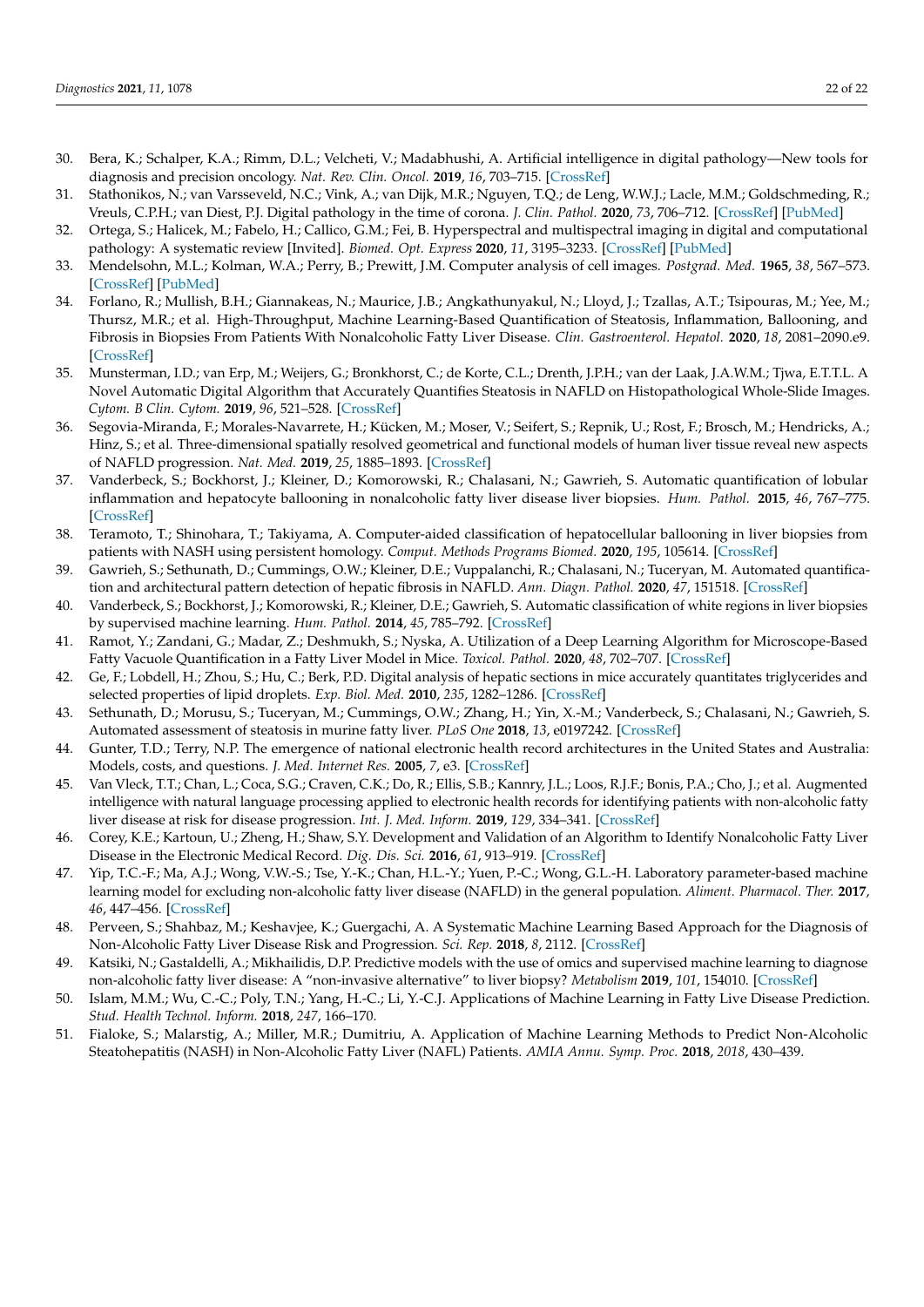30. Bera, K.; Schalper, K.A.; Rimm, D.L.; Velcheti, V.; Madabhushi, A. Artificial intelligence in digital pathology—New tools for diagnosis and precision oncology. *Nat. Rev. Clin. Oncol.* **2019**, *16*, 703–715. [CrossRef]
31. Stathonikos, N.; van Varsseveld, N.C.; Vink, A.; van Dijk, M.R.; Nguyen, T.Q.; de Leng, W.W.J.; Lacle, M.M.; Goldschmeding, R.; Vreuls, C.P.H.; van Diest, P.J. Digital pathology in the time of corona. *J. Clin. Pathol.* **2020**, *73*, 706–712. [CrossRef] [PubMed]
32. Ortega, S.; Halicek, M.; Fabelo, H.; Callico, G.M.; Fei, B. Hyperspectral and multispectral imaging in digital and computational pathology: A systematic review [Invited]. *Biomed. Opt. Express* **2020**, *11*, 3195–3233. [CrossRef] [PubMed]
33. Mendelsohn, M.L.; Kolman, W.A.; Perry, B.; Prewitt, J.M. Computer analysis of cell images. *Postgrad. Med.* **1965**, *38*, 567–573. [CrossRef] [PubMed]
34. Forlano, R.; Mullish, B.H.; Giannakeas, N.; Maurice, J.B.; Angkathunyakul, N.; Lloyd, J.; Tzallas, A.T.; Tsipouras, M.; Yee, M.; Thursz, M.R.; et al. High-Throughput, Machine Learning-Based Quantification of Steatosis, Inflammation, Ballooning, and Fibrosis in Biopsies From Patients With Nonalcoholic Fatty Liver Disease. *Clin. Gastroenterol. Hepatol.* **2020**, *18*, 2081–2090.e9. [CrossRef]
35. Munsterman, I.D.; van Erp, M.; Weijers, G.; Bronkhorst, C.; de Korte, C.L.; Drenth, J.P.H.; van der Laak, J.A.W.M.; Tjwa, E.T.T.L. A Novel Automatic Digital Algorithm that Accurately Quantifies Steatosis in NAFLD on Histopathological Whole-Slide Images. *Cytom. B Clin. Cytom.* **2019**, *96*, 521–528. [CrossRef]
36. Segovia-Miranda, F.; Morales-Navarrete, H.; Kücken, M.; Moser, V.; Seifert, S.; Repnik, U.; Rost, F.; Brosch, M.; Hendricks, A.; Hinz, S.; et al. Three-dimensional spatially resolved geometrical and functional models of human liver tissue reveal new aspects of NAFLD progression. *Nat. Med.* **2019**, *25*, 1885–1893. [CrossRef]
37. Vanderbeck, S.; Bockhorst, J.; Kleiner, D.; Komorowski, R.; Chalasani, N.; Gawrieh, S. Automatic quantification of lobular inflammation and hepatocyte ballooning in nonalcoholic fatty liver disease liver biopsies. *Hum. Pathol.* **2015**, *46*, 767–775. [CrossRef]
38. Teramoto, T.; Shinohara, T.; Takiyama, A. Computer-aided classification of hepatocellular ballooning in liver biopsies from patients with NASH using persistent homology. *Comput. Methods Programs Biomed.* **2020**, *195*, 105614. [CrossRef]
39. Gawrieh, S.; Sethunath, D.; Cummings, O.W.; Kleiner, D.E.; Vuppalanchi, R.; Chalasani, N.; Tuceryan, M. Automated quantification and architectural pattern detection of hepatic fibrosis in NAFLD. *Ann. Diagn. Pathol.* **2020**, *47*, 151518. [CrossRef]
40. Vanderbeck, S.; Bockhorst, J.; Komorowski, R.; Kleiner, D.E.; Gawrieh, S. Automatic classification of white regions in liver biopsies by supervised machine learning. *Hum. Pathol.* **2014**, *45*, 785–792. [CrossRef]
41. Ramot, Y.; Zandani, G.; Madar, Z.; Deshmukh, S.; Nyska, A. Utilization of a Deep Learning Algorithm for Microscope-Based Fatty Vacuole Quantification in a Fatty Liver Model in Mice. *Toxicol. Pathol.* **2020**, *48*, 702–707. [CrossRef]
42. Ge, F.; Lobdell, H.; Zhou, S.; Hu, C.; Berk, P.D. Digital analysis of hepatic sections in mice accurately quantitates triglycerides and selected properties of lipid droplets. *Exp. Biol. Med.* **2010**, *235*, 1282–1286. [CrossRef]
43. Sethunath, D.; Morusu, S.; Tuceryan, M.; Cummings, O.W.; Zhang, H.; Yin, X.-M.; Vanderbeck, S.; Chalasani, N.; Gawrieh, S. Automated assessment of steatosis in murine fatty liver. *PLoS One* **2018**, *13*, e0197242. [CrossRef]
44. Gunter, T.D.; Terry, N.P. The emergence of national electronic health record architectures in the United States and Australia: Models, costs, and questions. *J. Med. Internet Res.* **2005**, *7*, e3. [CrossRef]
45. Van Vleck, T.T.; Chan, L.; Coca, S.G.; Craven, C.K.; Do, R.; Ellis, S.B.; Kannry, J.L.; Loos, R.J.F.; Bonis, P.A.; Cho, J.; et al. Augmented intelligence with natural language processing applied to electronic health records for identifying patients with non-alcoholic fatty liver disease at risk for disease progression. *Int. J. Med. Inform.* **2019**, *129*, 334–341. [CrossRef]
46. Corey, K.E.; Kartoun, U.; Zheng, H.; Shaw, S.Y. Development and Validation of an Algorithm to Identify Nonalcoholic Fatty Liver Disease in the Electronic Medical Record. *Dig. Dis. Sci.* **2016**, *61*, 913–919. [CrossRef]
47. Yip, T.C.-F.; Ma, A.J.; Wong, V.W.-S.; Tse, Y.-K.; Chan, H.L.-Y.; Yuen, P.-C.; Wong, G.L.-H. Laboratory parameter-based machine learning model for excluding non-alcoholic fatty liver disease (NAFLD) in the general population. *Aliment. Pharmacol. Ther.* **2017**, *46*, 447–456. [CrossRef]
48. Perveen, S.; Shahbaz, M.; Keshavjee, K.; Guergachi, A. A Systematic Machine Learning Based Approach for the Diagnosis of Non-Alcoholic Fatty Liver Disease Risk and Progression. *Sci. Rep.* **2018**, *8*, 2112. [CrossRef]
49. Katsiki, N.; Gastaldelli, A.; Mikhailidis, D.P. Predictive models with the use of omics and supervised machine learning to diagnose non-alcoholic fatty liver disease: A "non-invasive alternative" to liver biopsy? *Metabolism* **2019**, *101*, 154010. [CrossRef]
50. Islam, M.M.; Wu, C.-C.; Poly, T.N.; Yang, H.-C.; Li, Y.-C.J. Applications of Machine Learning in Fatty Live Disease Prediction. *Stud. Health Technol. Inform.* **2018**, *247*, 166–170.
51. Fialoke, S.; Malarstig, A.; Miller, M.R.; Dumitriu, A. Application of Machine Learning Methods to Predict Non-Alcoholic Steatohepatitis (NASH) in Non-Alcoholic Fatty Liver (NAFL) Patients. *AMIA Annu. Symp. Proc.* **2018**, *2018*, 430–439.